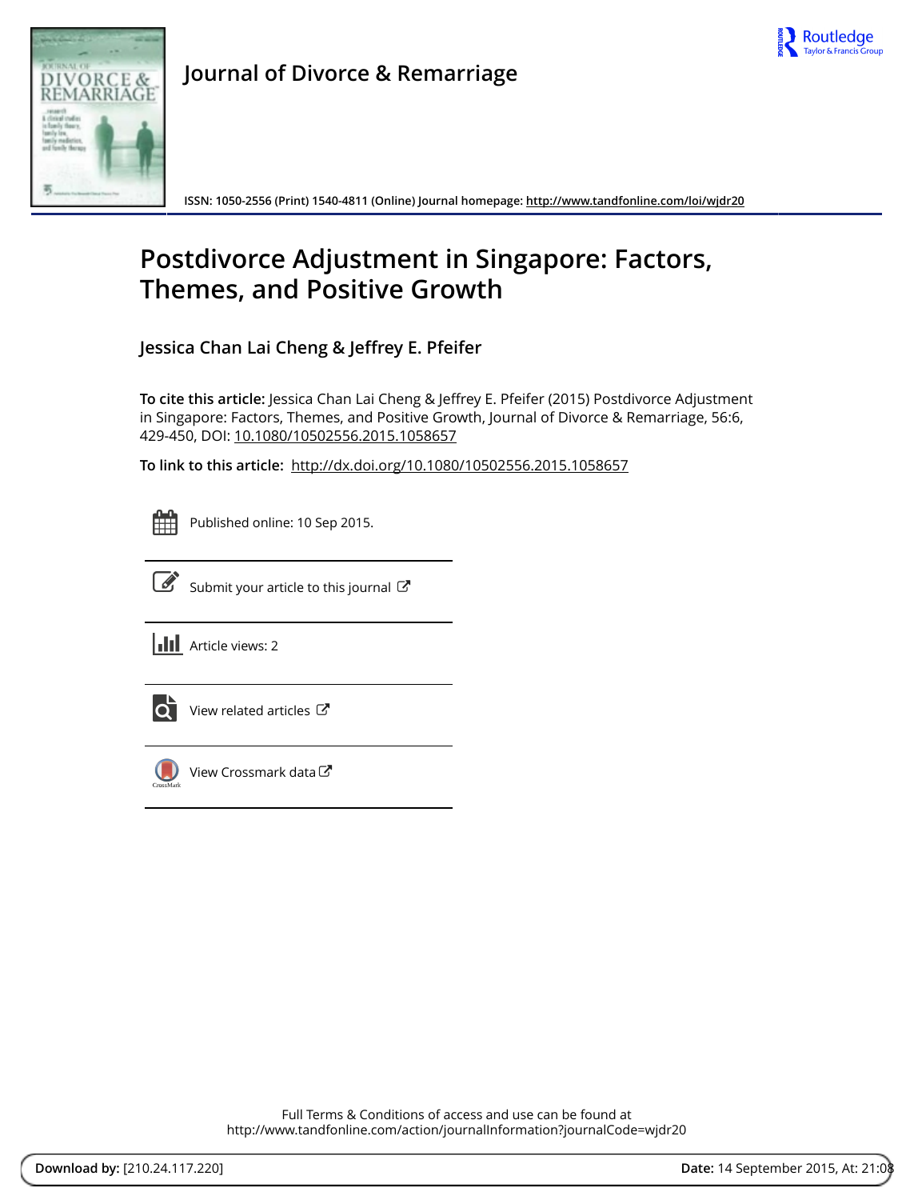Journal of Divorce & Remarriage

ISSN: 1050-2556 (Print) 1540-4811 (Online) Journal homepage: http://www.tandfonline.com/loi/wjdr20

# Postdivorce Adjustment in Singapore: Factors, Themes, and Positive Growth

Jessica Chan Lai Cheng & Jeffrey E. Pfeifer

**To cite this article:** Jessica Chan Lai Cheng & Jeffrey E. Pfeifer (2015) Postdivorce Adjustment in Singapore: Factors, Themes, and Positive Growth, Journal of Divorce & Remarriage, 56:6, 429-450, DOI: 10.1080/10502556.2015.1058657

**To link to this article:** http://dx.doi.org/10.1080/10502556.2015.1058657

Published online: 10 Sep 2015.

Submit your article to this journal

Article views: 2

View related articles

View Crossmark data

Full Terms & Conditions of access and use can be found at
http://www.tandfonline.com/action/journalInformation?journalCode=wjdr20

**Download by:** [210.24.117.220] **Date:** 14 September 2015, At: 21:08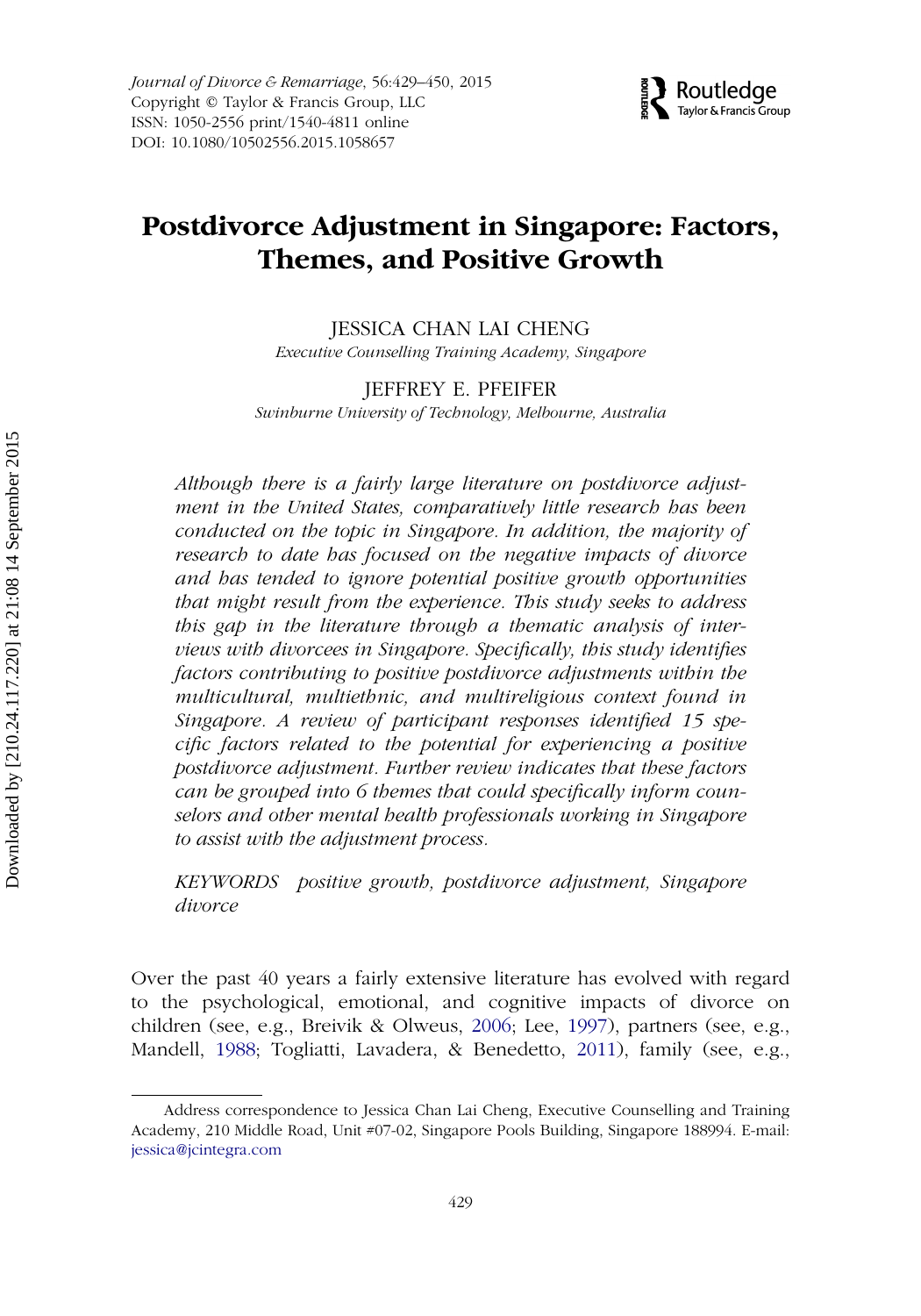# Postdivorce Adjustment in Singapore: Factors, Themes, and Positive Growth

JESSICA CHAN LAI CHENG
*Executive Counselling Training Academy, Singapore*

JEFFREY E. PFEIFER
*Swinburne University of Technology, Melbourne, Australia*

*Although there is a fairly large literature on postdivorce adjustment in the United States, comparatively little research has been conducted on the topic in Singapore. In addition, the majority of research to date has focused on the negative impacts of divorce and has tended to ignore potential positive growth opportunities that might result from the experience. This study seeks to address this gap in the literature through a thematic analysis of interviews with divorcees in Singapore. Specifically, this study identifies factors contributing to positive postdivorce adjustments within the multicultural, multiethnic, and multireligious context found in Singapore. A review of participant responses identified 15 specific factors related to the potential for experiencing a positive postdivorce adjustment. Further review indicates that these factors can be grouped into 6 themes that could specifically inform counselors and other mental health professionals working in Singapore to assist with the adjustment process.*

*KEYWORDS positive growth, postdivorce adjustment, Singapore divorce*

Over the past 40 years a fairly extensive literature has evolved with regard to the psychological, emotional, and cognitive impacts of divorce on children (see, e.g., Breivik & Olweus, 2006; Lee, 1997), partners (see, e.g., Mandell, 1988; Togliatti, Lavadera, & Benedetto, 2011), family (see, e.g.,

Address correspondence to Jessica Chan Lai Cheng, Executive Counselling and Training Academy, 210 Middle Road, Unit #07-02, Singapore Pools Building, Singapore 188994. E-mail: jessica@jcintegra.com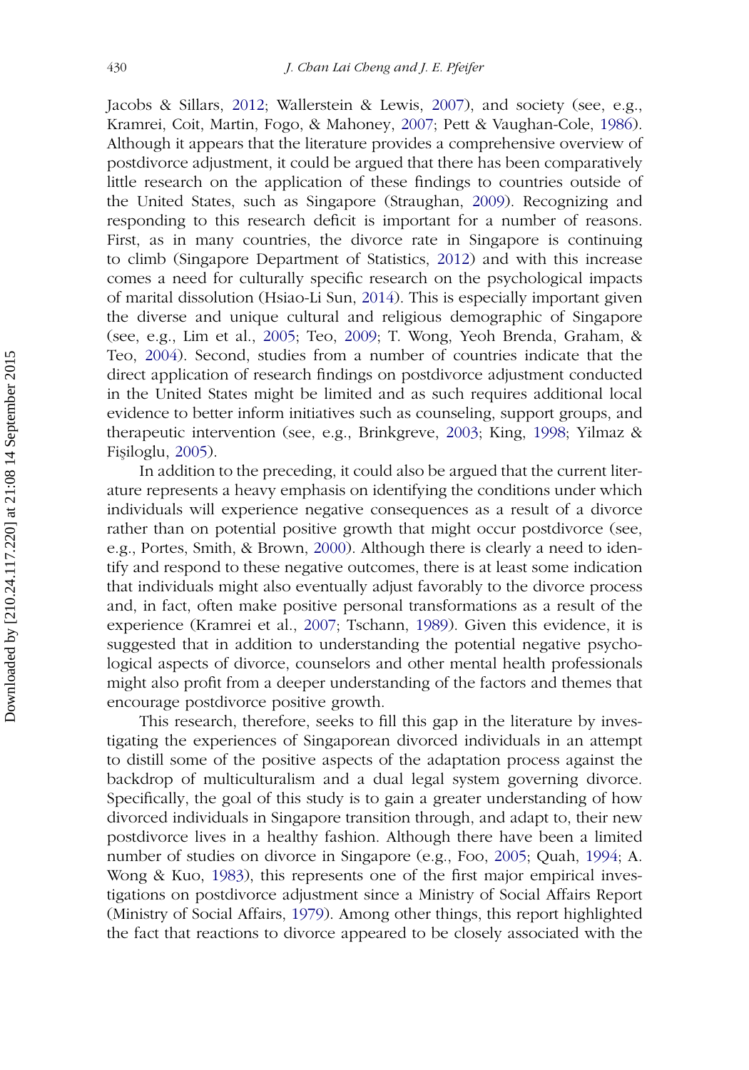Jacobs & Sillars, 2012; Wallerstein & Lewis, 2007), and society (see, e.g., Kramrei, Coit, Martin, Fogo, & Mahoney, 2007; Pett & Vaughan-Cole, 1986). Although it appears that the literature provides a comprehensive overview of postdivorce adjustment, it could be argued that there has been comparatively little research on the application of these findings to countries outside of the United States, such as Singapore (Straughan, 2009). Recognizing and responding to this research deficit is important for a number of reasons. First, as in many countries, the divorce rate in Singapore is continuing to climb (Singapore Department of Statistics, 2012) and with this increase comes a need for culturally specific research on the psychological impacts of marital dissolution (Hsiao-Li Sun, 2014). This is especially important given the diverse and unique cultural and religious demographic of Singapore (see, e.g., Lim et al., 2005; Teo, 2009; T. Wong, Yeoh Brenda, Graham, & Teo, 2004). Second, studies from a number of countries indicate that the direct application of research findings on postdivorce adjustment conducted in the United States might be limited and as such requires additional local evidence to better inform initiatives such as counseling, support groups, and therapeutic intervention (see, e.g., Brinkgreve, 2003; King, 1998; Yilmaz & Fişiloglu, 2005).

In addition to the preceding, it could also be argued that the current literature represents a heavy emphasis on identifying the conditions under which individuals will experience negative consequences as a result of a divorce rather than on potential positive growth that might occur postdivorce (see, e.g., Portes, Smith, & Brown, 2000). Although there is clearly a need to identify and respond to these negative outcomes, there is at least some indication that individuals might also eventually adjust favorably to the divorce process and, in fact, often make positive personal transformations as a result of the experience (Kramrei et al., 2007; Tschann, 1989). Given this evidence, it is suggested that in addition to understanding the potential negative psychological aspects of divorce, counselors and other mental health professionals might also profit from a deeper understanding of the factors and themes that encourage postdivorce positive growth.

This research, therefore, seeks to fill this gap in the literature by investigating the experiences of Singaporean divorced individuals in an attempt to distill some of the positive aspects of the adaptation process against the backdrop of multiculturalism and a dual legal system governing divorce. Specifically, the goal of this study is to gain a greater understanding of how divorced individuals in Singapore transition through, and adapt to, their new postdivorce lives in a healthy fashion. Although there have been a limited number of studies on divorce in Singapore (e.g., Foo, 2005; Quah, 1994; A. Wong & Kuo, 1983), this represents one of the first major empirical investigations on postdivorce adjustment since a Ministry of Social Affairs Report (Ministry of Social Affairs, 1979). Among other things, this report highlighted the fact that reactions to divorce appeared to be closely associated with the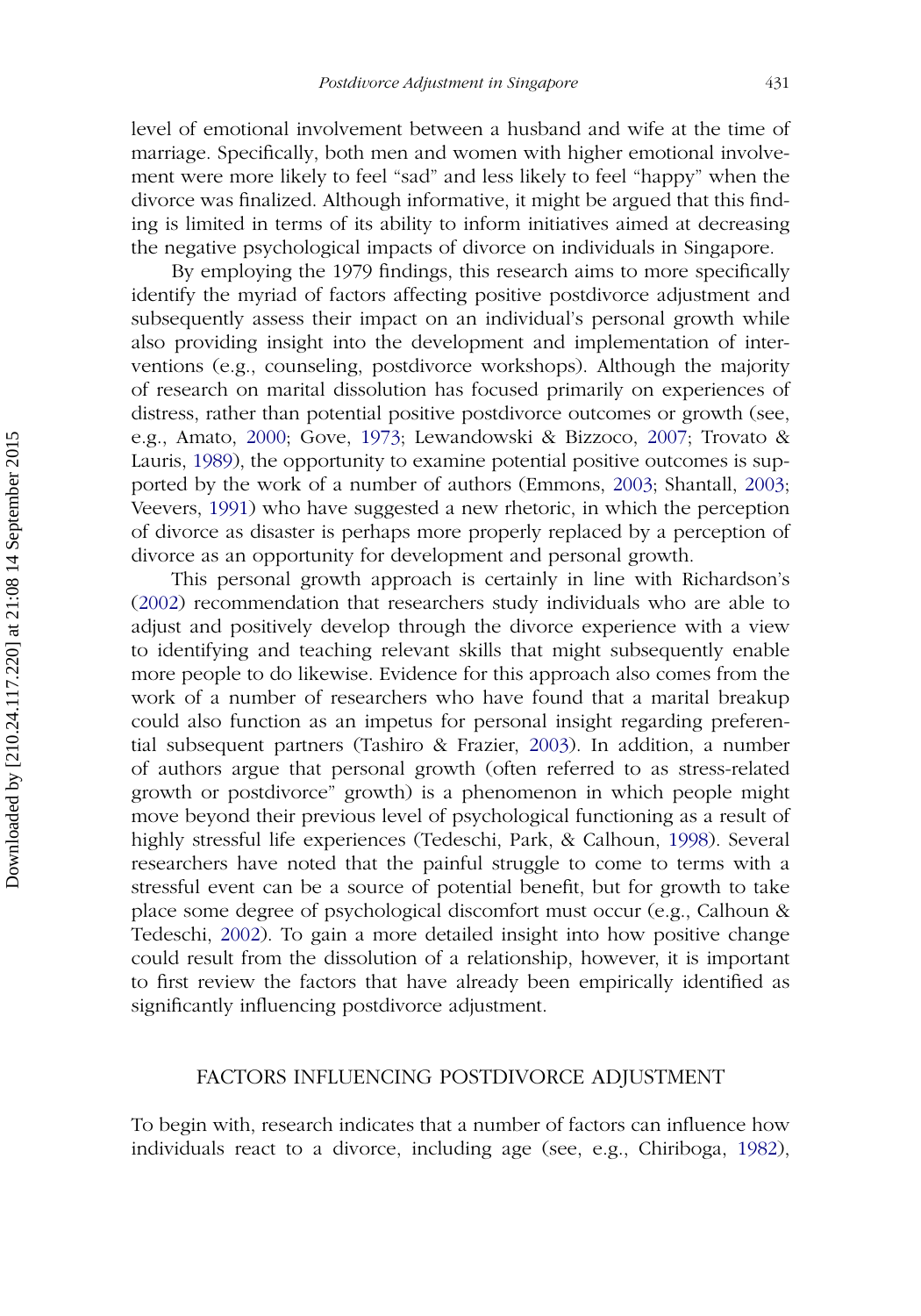level of emotional involvement between a husband and wife at the time of marriage. Specifically, both men and women with higher emotional involvement were more likely to feel "sad" and less likely to feel "happy" when the divorce was finalized. Although informative, it might be argued that this finding is limited in terms of its ability to inform initiatives aimed at decreasing the negative psychological impacts of divorce on individuals in Singapore.

By employing the 1979 findings, this research aims to more specifically identify the myriad of factors affecting positive postdivorce adjustment and subsequently assess their impact on an individual's personal growth while also providing insight into the development and implementation of interventions (e.g., counseling, postdivorce workshops). Although the majority of research on marital dissolution has focused primarily on experiences of distress, rather than potential positive postdivorce outcomes or growth (see, e.g., Amato, 2000; Gove, 1973; Lewandowski & Bizzoco, 2007; Trovato & Lauris, 1989), the opportunity to examine potential positive outcomes is supported by the work of a number of authors (Emmons, 2003; Shantall, 2003; Veevers, 1991) who have suggested a new rhetoric, in which the perception of divorce as disaster is perhaps more properly replaced by a perception of divorce as an opportunity for development and personal growth.

This personal growth approach is certainly in line with Richardson's (2002) recommendation that researchers study individuals who are able to adjust and positively develop through the divorce experience with a view to identifying and teaching relevant skills that might subsequently enable more people to do likewise. Evidence for this approach also comes from the work of a number of researchers who have found that a marital breakup could also function as an impetus for personal insight regarding preferential subsequent partners (Tashiro & Frazier, 2003). In addition, a number of authors argue that personal growth (often referred to as stress-related growth or postdivorce" growth) is a phenomenon in which people might move beyond their previous level of psychological functioning as a result of highly stressful life experiences (Tedeschi, Park, & Calhoun, 1998). Several researchers have noted that the painful struggle to come to terms with a stressful event can be a source of potential benefit, but for growth to take place some degree of psychological discomfort must occur (e.g., Calhoun & Tedeschi, 2002). To gain a more detailed insight into how positive change could result from the dissolution of a relationship, however, it is important to first review the factors that have already been empirically identified as significantly influencing postdivorce adjustment.

## FACTORS INFLUENCING POSTDIVORCE ADJUSTMENT

To begin with, research indicates that a number of factors can influence how individuals react to a divorce, including age (see, e.g., Chiriboga, 1982),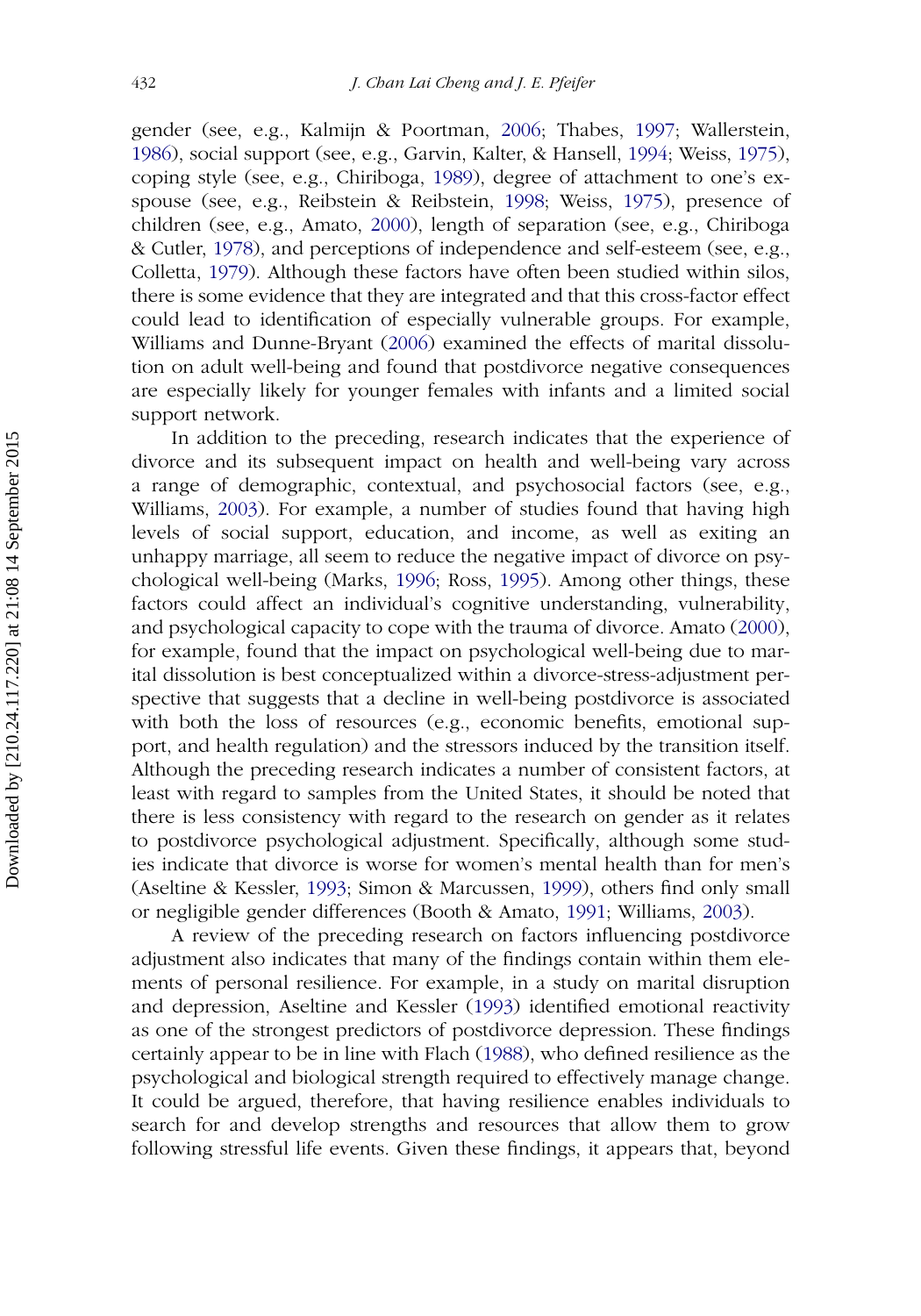gender (see, e.g., Kalmijn & Poortman, 2006; Thabes, 1997; Wallerstein, 1986), social support (see, e.g., Garvin, Kalter, & Hansell, 1994; Weiss, 1975), coping style (see, e.g., Chiriboga, 1989), degree of attachment to one's ex-spouse (see, e.g., Reibstein & Reibstein, 1998; Weiss, 1975), presence of children (see, e.g., Amato, 2000), length of separation (see, e.g., Chiriboga & Cutler, 1978), and perceptions of independence and self-esteem (see, e.g., Colletta, 1979). Although these factors have often been studied within silos, there is some evidence that they are integrated and that this cross-factor effect could lead to identification of especially vulnerable groups. For example, Williams and Dunne-Bryant (2006) examined the effects of marital dissolution on adult well-being and found that postdivorce negative consequences are especially likely for younger females with infants and a limited social support network.

In addition to the preceding, research indicates that the experience of divorce and its subsequent impact on health and well-being vary across a range of demographic, contextual, and psychosocial factors (see, e.g., Williams, 2003). For example, a number of studies found that having high levels of social support, education, and income, as well as exiting an unhappy marriage, all seem to reduce the negative impact of divorce on psychological well-being (Marks, 1996; Ross, 1995). Among other things, these factors could affect an individual's cognitive understanding, vulnerability, and psychological capacity to cope with the trauma of divorce. Amato (2000), for example, found that the impact on psychological well-being due to marital dissolution is best conceptualized within a divorce-stress-adjustment perspective that suggests that a decline in well-being postdivorce is associated with both the loss of resources (e.g., economic benefits, emotional support, and health regulation) and the stressors induced by the transition itself. Although the preceding research indicates a number of consistent factors, at least with regard to samples from the United States, it should be noted that there is less consistency with regard to the research on gender as it relates to postdivorce psychological adjustment. Specifically, although some studies indicate that divorce is worse for women's mental health than for men's (Aseltine & Kessler, 1993; Simon & Marcussen, 1999), others find only small or negligible gender differences (Booth & Amato, 1991; Williams, 2003).

A review of the preceding research on factors influencing postdivorce adjustment also indicates that many of the findings contain within them elements of personal resilience. For example, in a study on marital disruption and depression, Aseltine and Kessler (1993) identified emotional reactivity as one of the strongest predictors of postdivorce depression. These findings certainly appear to be in line with Flach (1988), who defined resilience as the psychological and biological strength required to effectively manage change. It could be argued, therefore, that having resilience enables individuals to search for and develop strengths and resources that allow them to grow following stressful life events. Given these findings, it appears that, beyond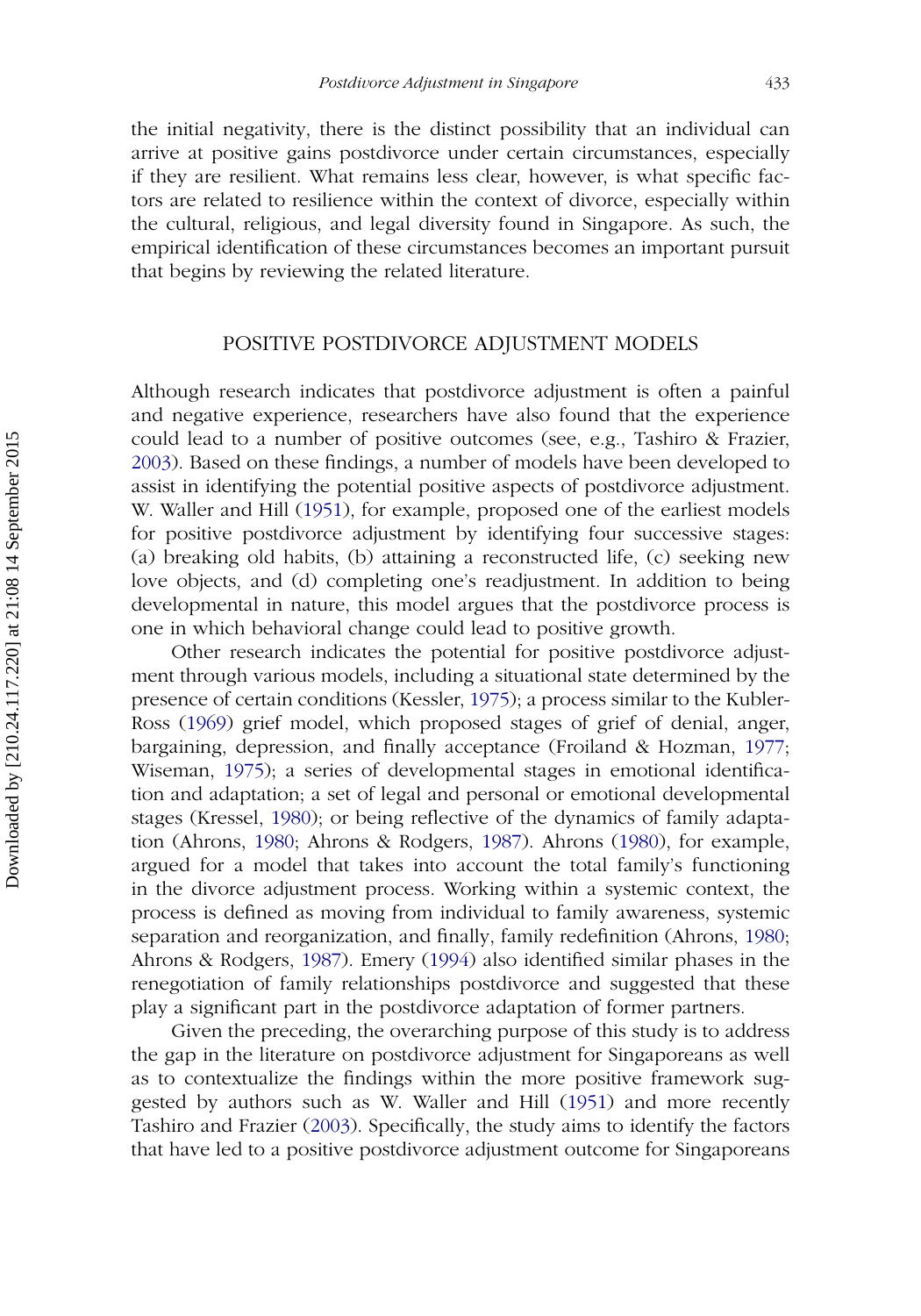the initial negativity, there is the distinct possibility that an individual can arrive at positive gains postdivorce under certain circumstances, especially if they are resilient. What remains less clear, however, is what specific factors are related to resilience within the context of divorce, especially within the cultural, religious, and legal diversity found in Singapore. As such, the empirical identification of these circumstances becomes an important pursuit that begins by reviewing the related literature.

## POSITIVE POSTDIVORCE ADJUSTMENT MODELS

Although research indicates that postdivorce adjustment is often a painful and negative experience, researchers have also found that the experience could lead to a number of positive outcomes (see, e.g., Tashiro & Frazier, 2003). Based on these findings, a number of models have been developed to assist in identifying the potential positive aspects of postdivorce adjustment. W. Waller and Hill (1951), for example, proposed one of the earliest models for positive postdivorce adjustment by identifying four successive stages: (a) breaking old habits, (b) attaining a reconstructed life, (c) seeking new love objects, and (d) completing one's readjustment. In addition to being developmental in nature, this model argues that the postdivorce process is one in which behavioral change could lead to positive growth.

Other research indicates the potential for positive postdivorce adjustment through various models, including a situational state determined by the presence of certain conditions (Kessler, 1975); a process similar to the Kubler-Ross (1969) grief model, which proposed stages of grief of denial, anger, bargaining, depression, and finally acceptance (Froiland & Hozman, 1977; Wiseman, 1975); a series of developmental stages in emotional identification and adaptation; a set of legal and personal or emotional developmental stages (Kressel, 1980); or being reflective of the dynamics of family adaptation (Ahrons, 1980; Ahrons & Rodgers, 1987). Ahrons (1980), for example, argued for a model that takes into account the total family's functioning in the divorce adjustment process. Working within a systemic context, the process is defined as moving from individual to family awareness, systemic separation and reorganization, and finally, family redefinition (Ahrons, 1980; Ahrons & Rodgers, 1987). Emery (1994) also identified similar phases in the renegotiation of family relationships postdivorce and suggested that these play a significant part in the postdivorce adaptation of former partners.

Given the preceding, the overarching purpose of this study is to address the gap in the literature on postdivorce adjustment for Singaporeans as well as to contextualize the findings within the more positive framework suggested by authors such as W. Waller and Hill (1951) and more recently Tashiro and Frazier (2003). Specifically, the study aims to identify the factors that have led to a positive postdivorce adjustment outcome for Singaporeans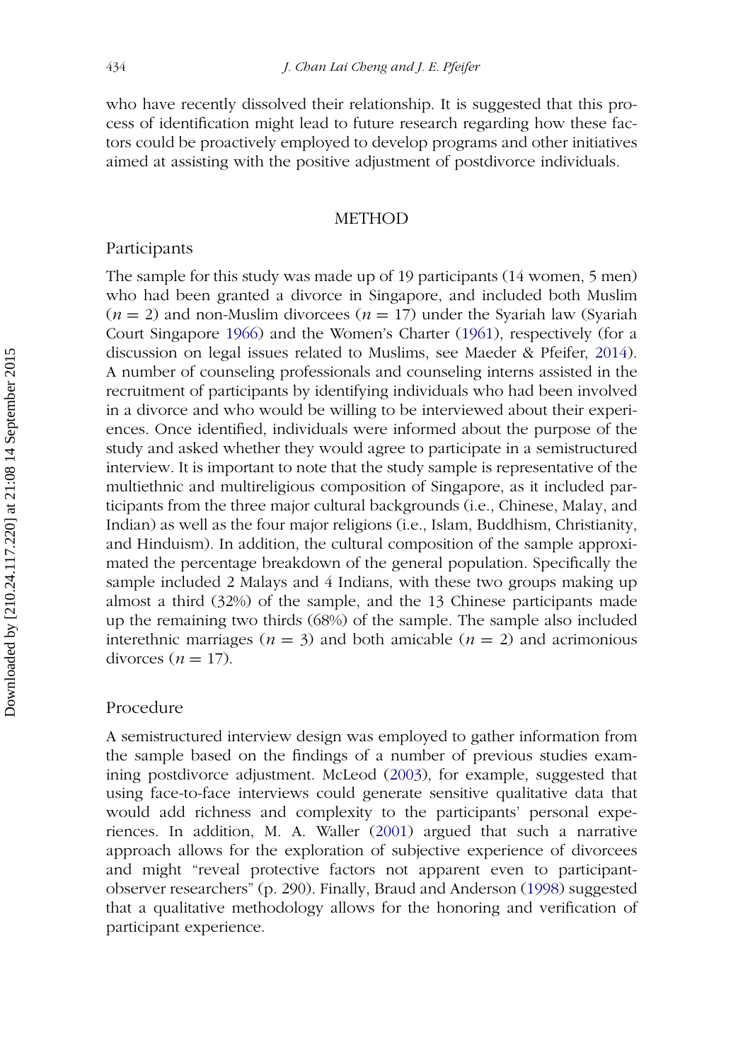who have recently dissolved their relationship. It is suggested that this process of identification might lead to future research regarding how these factors could be proactively employed to develop programs and other initiatives aimed at assisting with the positive adjustment of postdivorce individuals.

## METHOD

### Participants

The sample for this study was made up of 19 participants (14 women, 5 men) who had been granted a divorce in Singapore, and included both Muslim ($n = 2$) and non-Muslim divorcees ($n = 17$) under the Syariah law (Syariah Court Singapore 1966) and the Women's Charter (1961), respectively (for a discussion on legal issues related to Muslims, see Maeder & Pfeifer, 2014). A number of counseling professionals and counseling interns assisted in the recruitment of participants by identifying individuals who had been involved in a divorce and who would be willing to be interviewed about their experiences. Once identified, individuals were informed about the purpose of the study and asked whether they would agree to participate in a semistructured interview. It is important to note that the study sample is representative of the multiethnic and multireligious composition of Singapore, as it included participants from the three major cultural backgrounds (i.e., Chinese, Malay, and Indian) as well as the four major religions (i.e., Islam, Buddhism, Christianity, and Hinduism). In addition, the cultural composition of the sample approximated the percentage breakdown of the general population. Specifically the sample included 2 Malays and 4 Indians, with these two groups making up almost a third (32%) of the sample, and the 13 Chinese participants made up the remaining two thirds (68%) of the sample. The sample also included interethnic marriages ($n = 3$) and both amicable ($n = 2$) and acrimonious divorces ($n = 17$).

### Procedure

A semistructured interview design was employed to gather information from the sample based on the findings of a number of previous studies examining postdivorce adjustment. McLeod (2003), for example, suggested that using face-to-face interviews could generate sensitive qualitative data that would add richness and complexity to the participants' personal experiences. In addition, M. A. Waller (2001) argued that such a narrative approach allows for the exploration of subjective experience of divorcees and might "reveal protective factors not apparent even to participant-observer researchers" (p. 290). Finally, Braud and Anderson (1998) suggested that a qualitative methodology allows for the honoring and verification of participant experience.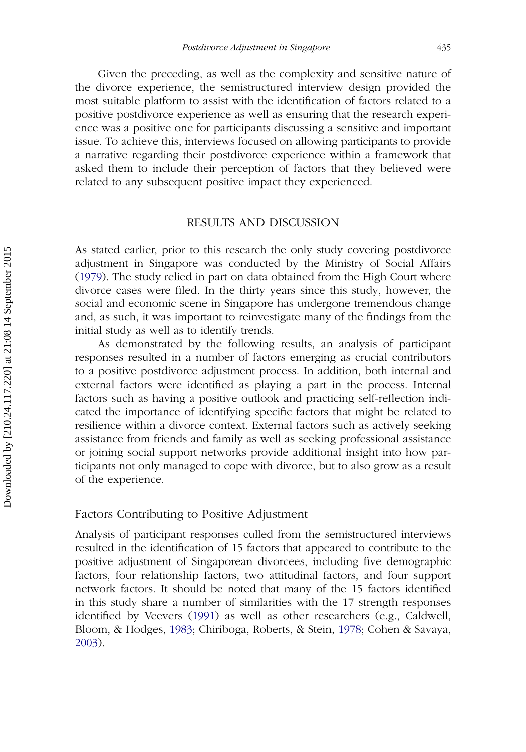Given the preceding, as well as the complexity and sensitive nature of the divorce experience, the semistructured interview design provided the most suitable platform to assist with the identification of factors related to a positive postdivorce experience as well as ensuring that the research experience was a positive one for participants discussing a sensitive and important issue. To achieve this, interviews focused on allowing participants to provide a narrative regarding their postdivorce experience within a framework that asked them to include their perception of factors that they believed were related to any subsequent positive impact they experienced.

## RESULTS AND DISCUSSION

As stated earlier, prior to this research the only study covering postdivorce adjustment in Singapore was conducted by the Ministry of Social Affairs (1979). The study relied in part on data obtained from the High Court where divorce cases were filed. In the thirty years since this study, however, the social and economic scene in Singapore has undergone tremendous change and, as such, it was important to reinvestigate many of the findings from the initial study as well as to identify trends.

As demonstrated by the following results, an analysis of participant responses resulted in a number of factors emerging as crucial contributors to a positive postdivorce adjustment process. In addition, both internal and external factors were identified as playing a part in the process. Internal factors such as having a positive outlook and practicing self-reflection indicated the importance of identifying specific factors that might be related to resilience within a divorce context. External factors such as actively seeking assistance from friends and family as well as seeking professional assistance or joining social support networks provide additional insight into how participants not only managed to cope with divorce, but to also grow as a result of the experience.

### Factors Contributing to Positive Adjustment

Analysis of participant responses culled from the semistructured interviews resulted in the identification of 15 factors that appeared to contribute to the positive adjustment of Singaporean divorcees, including five demographic factors, four relationship factors, two attitudinal factors, and four support network factors. It should be noted that many of the 15 factors identified in this study share a number of similarities with the 17 strength responses identified by Veevers (1991) as well as other researchers (e.g., Caldwell, Bloom, & Hodges, 1983; Chiriboga, Roberts, & Stein, 1978; Cohen & Savaya, 2003).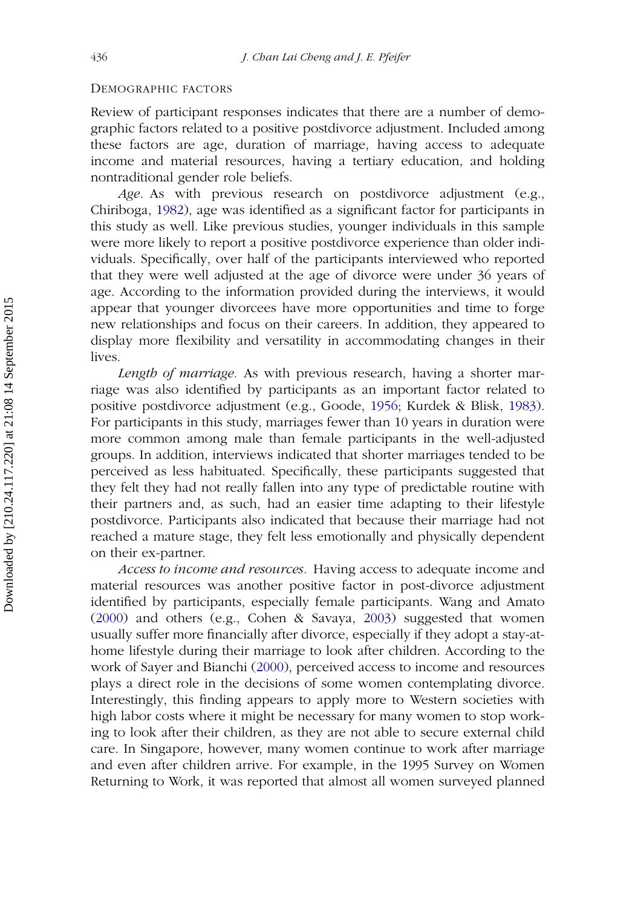### Demographic Factors

Review of participant responses indicates that there are a number of demographic factors related to a positive postdivorce adjustment. Included among these factors are age, duration of marriage, having access to adequate income and material resources, having a tertiary education, and holding nontraditional gender role beliefs.

*Age*. As with previous research on postdivorce adjustment (e.g., Chiriboga, 1982), age was identified as a significant factor for participants in this study as well. Like previous studies, younger individuals in this sample were more likely to report a positive postdivorce experience than older individuals. Specifically, over half of the participants interviewed who reported that they were well adjusted at the age of divorce were under 36 years of age. According to the information provided during the interviews, it would appear that younger divorcees have more opportunities and time to forge new relationships and focus on their careers. In addition, they appeared to display more flexibility and versatility in accommodating changes in their lives.

*Length of marriage.* As with previous research, having a shorter marriage was also identified by participants as an important factor related to positive postdivorce adjustment (e.g., Goode, 1956; Kurdek & Blisk, 1983). For participants in this study, marriages fewer than 10 years in duration were more common among male than female participants in the well-adjusted groups. In addition, interviews indicated that shorter marriages tended to be perceived as less habituated. Specifically, these participants suggested that they felt they had not really fallen into any type of predictable routine with their partners and, as such, had an easier time adapting to their lifestyle postdivorce. Participants also indicated that because their marriage had not reached a mature stage, they felt less emotionally and physically dependent on their ex-partner.

*Access to income and resources.* Having access to adequate income and material resources was another positive factor in post-divorce adjustment identified by participants, especially female participants. Wang and Amato (2000) and others (e.g., Cohen & Savaya, 2003) suggested that women usually suffer more financially after divorce, especially if they adopt a stay-at-home lifestyle during their marriage to look after children. According to the work of Sayer and Bianchi (2000), perceived access to income and resources plays a direct role in the decisions of some women contemplating divorce. Interestingly, this finding appears to apply more to Western societies with high labor costs where it might be necessary for many women to stop working to look after their children, as they are not able to secure external child care. In Singapore, however, many women continue to work after marriage and even after children arrive. For example, in the 1995 Survey on Women Returning to Work, it was reported that almost all women surveyed planned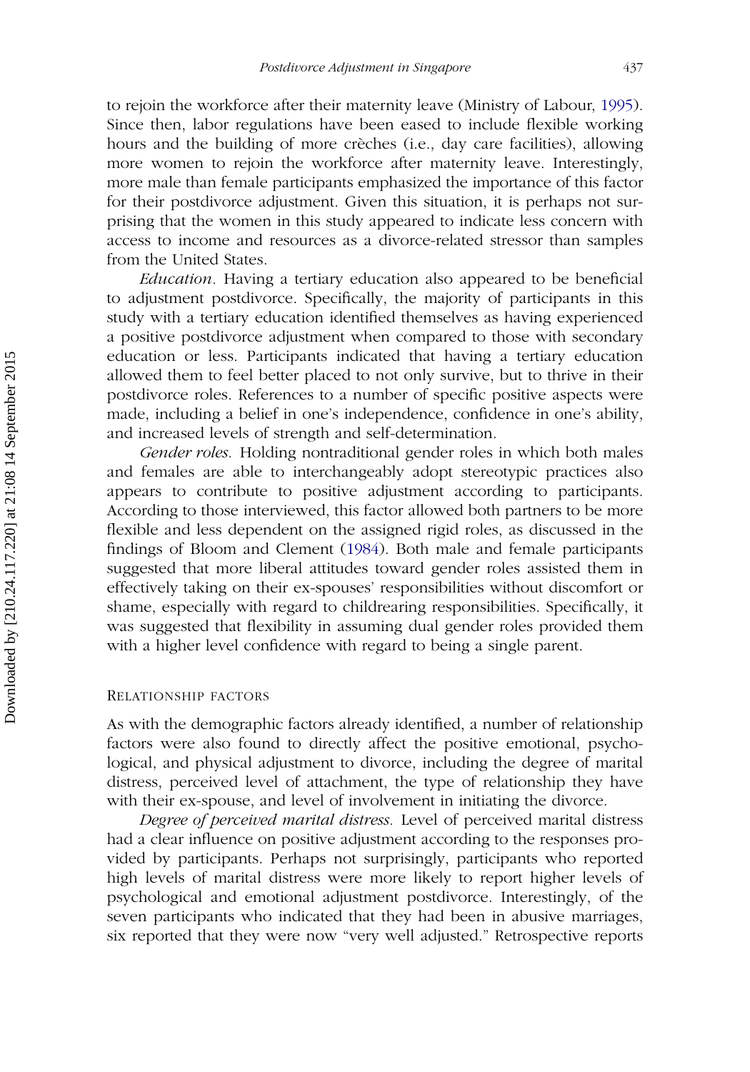to rejoin the workforce after their maternity leave (Ministry of Labour, 1995). Since then, labor regulations have been eased to include flexible working hours and the building of more crèches (i.e., day care facilities), allowing more women to rejoin the workforce after maternity leave. Interestingly, more male than female participants emphasized the importance of this factor for their postdivorce adjustment. Given this situation, it is perhaps not surprising that the women in this study appeared to indicate less concern with access to income and resources as a divorce-related stressor than samples from the United States.

*Education.* Having a tertiary education also appeared to be beneficial to adjustment postdivorce. Specifically, the majority of participants in this study with a tertiary education identified themselves as having experienced a positive postdivorce adjustment when compared to those with secondary education or less. Participants indicated that having a tertiary education allowed them to feel better placed to not only survive, but to thrive in their postdivorce roles. References to a number of specific positive aspects were made, including a belief in one's independence, confidence in one's ability, and increased levels of strength and self-determination.

*Gender roles.* Holding nontraditional gender roles in which both males and females are able to interchangeably adopt stereotypic practices also appears to contribute to positive adjustment according to participants. According to those interviewed, this factor allowed both partners to be more flexible and less dependent on the assigned rigid roles, as discussed in the findings of Bloom and Clement (1984). Both male and female participants suggested that more liberal attitudes toward gender roles assisted them in effectively taking on their ex-spouses' responsibilities without discomfort or shame, especially with regard to childrearing responsibilities. Specifically, it was suggested that flexibility in assuming dual gender roles provided them with a higher level confidence with regard to being a single parent.

### Relationship Factors

As with the demographic factors already identified, a number of relationship factors were also found to directly affect the positive emotional, psychological, and physical adjustment to divorce, including the degree of marital distress, perceived level of attachment, the type of relationship they have with their ex-spouse, and level of involvement in initiating the divorce.

*Degree of perceived marital distress.* Level of perceived marital distress had a clear influence on positive adjustment according to the responses provided by participants. Perhaps not surprisingly, participants who reported high levels of marital distress were more likely to report higher levels of psychological and emotional adjustment postdivorce. Interestingly, of the seven participants who indicated that they had been in abusive marriages, six reported that they were now "very well adjusted." Retrospective reports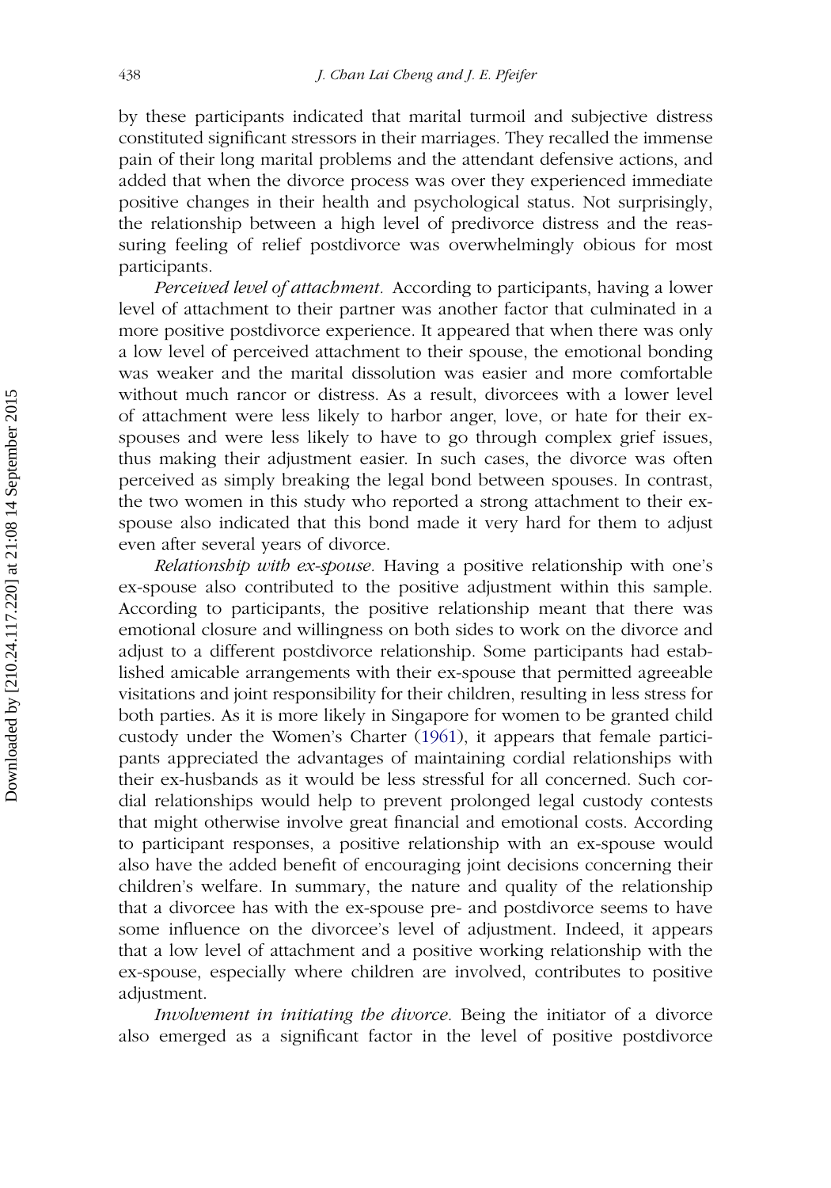by these participants indicated that marital turmoil and subjective distress constituted significant stressors in their marriages. They recalled the immense pain of their long marital problems and the attendant defensive actions, and added that when the divorce process was over they experienced immediate positive changes in their health and psychological status. Not surprisingly, the relationship between a high level of predivorce distress and the reassuring feeling of relief postdivorce was overwhelmingly obious for most participants.

*Perceived level of attachment.* According to participants, having a lower level of attachment to their partner was another factor that culminated in a more positive postdivorce experience. It appeared that when there was only a low level of perceived attachment to their spouse, the emotional bonding was weaker and the marital dissolution was easier and more comfortable without much rancor or distress. As a result, divorcees with a lower level of attachment were less likely to harbor anger, love, or hate for their ex-spouses and were less likely to have to go through complex grief issues, thus making their adjustment easier. In such cases, the divorce was often perceived as simply breaking the legal bond between spouses. In contrast, the two women in this study who reported a strong attachment to their ex-spouse also indicated that this bond made it very hard for them to adjust even after several years of divorce.

*Relationship with ex-spouse.* Having a positive relationship with one's ex-spouse also contributed to the positive adjustment within this sample. According to participants, the positive relationship meant that there was emotional closure and willingness on both sides to work on the divorce and adjust to a different postdivorce relationship. Some participants had established amicable arrangements with their ex-spouse that permitted agreeable visitations and joint responsibility for their children, resulting in less stress for both parties. As it is more likely in Singapore for women to be granted child custody under the Women's Charter (1961), it appears that female participants appreciated the advantages of maintaining cordial relationships with their ex-husbands as it would be less stressful for all concerned. Such cordial relationships would help to prevent prolonged legal custody contests that might otherwise involve great financial and emotional costs. According to participant responses, a positive relationship with an ex-spouse would also have the added benefit of encouraging joint decisions concerning their children's welfare. In summary, the nature and quality of the relationship that a divorcee has with the ex-spouse pre- and postdivorce seems to have some influence on the divorcee's level of adjustment. Indeed, it appears that a low level of attachment and a positive working relationship with the ex-spouse, especially where children are involved, contributes to positive adjustment.

*Involvement in initiating the divorce.* Being the initiator of a divorce also emerged as a significant factor in the level of positive postdivorce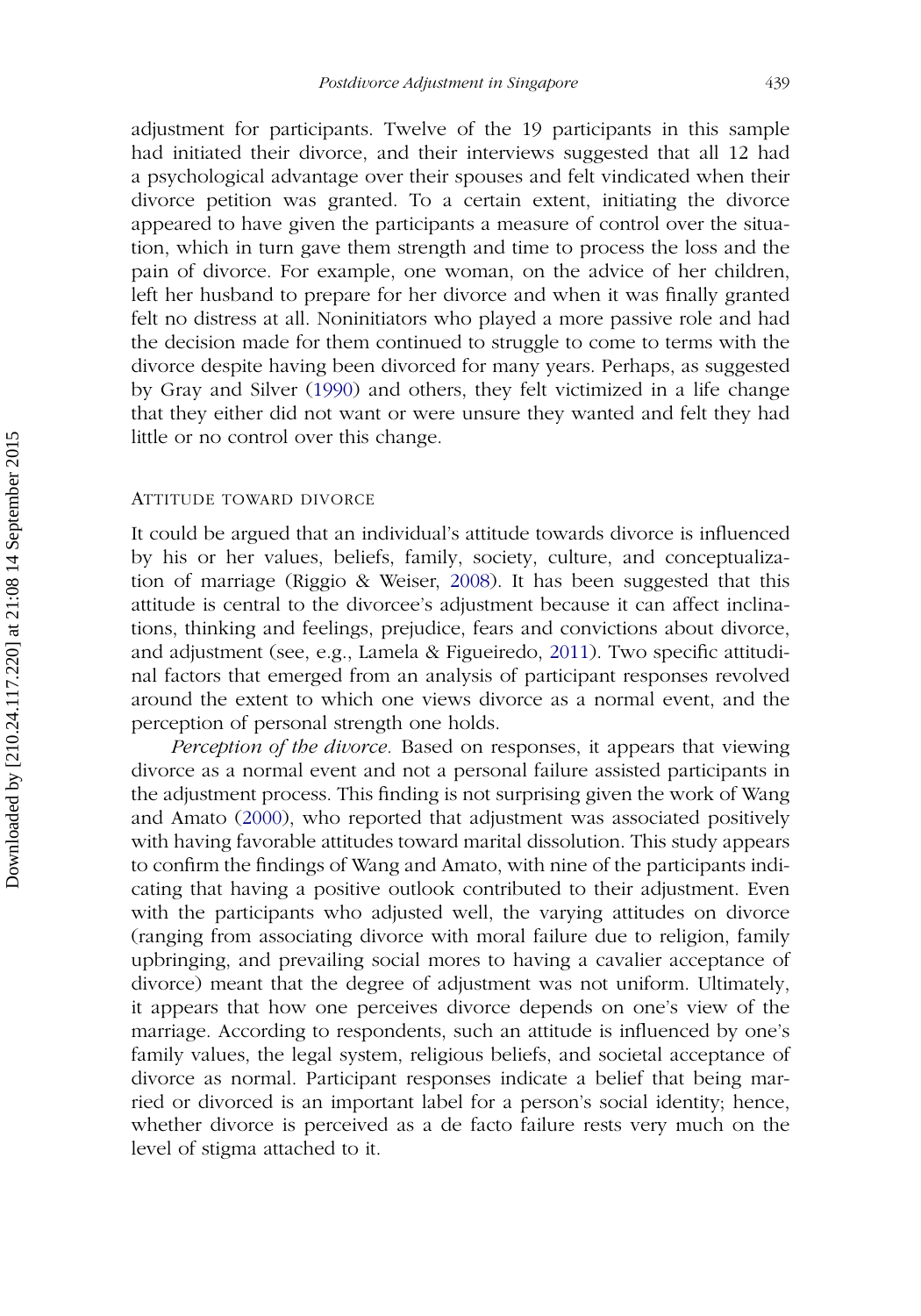adjustment for participants. Twelve of the 19 participants in this sample had initiated their divorce, and their interviews suggested that all 12 had a psychological advantage over their spouses and felt vindicated when their divorce petition was granted. To a certain extent, initiating the divorce appeared to have given the participants a measure of control over the situation, which in turn gave them strength and time to process the loss and the pain of divorce. For example, one woman, on the advice of her children, left her husband to prepare for her divorce and when it was finally granted felt no distress at all. Noninitiators who played a more passive role and had the decision made for them continued to struggle to come to terms with the divorce despite having been divorced for many years. Perhaps, as suggested by Gray and Silver (1990) and others, they felt victimized in a life change that they either did not want or were unsure they wanted and felt they had little or no control over this change.

### ATTITUDE TOWARD DIVORCE

It could be argued that an individual's attitude towards divorce is influenced by his or her values, beliefs, family, society, culture, and conceptualization of marriage (Riggio & Weiser, 2008). It has been suggested that this attitude is central to the divorcee's adjustment because it can affect inclinations, thinking and feelings, prejudice, fears and convictions about divorce, and adjustment (see, e.g., Lamela & Figueiredo, 2011). Two specific attitudinal factors that emerged from an analysis of participant responses revolved around the extent to which one views divorce as a normal event, and the perception of personal strength one holds.

*Perception of the divorce.* Based on responses, it appears that viewing divorce as a normal event and not a personal failure assisted participants in the adjustment process. This finding is not surprising given the work of Wang and Amato (2000), who reported that adjustment was associated positively with having favorable attitudes toward marital dissolution. This study appears to confirm the findings of Wang and Amato, with nine of the participants indicating that having a positive outlook contributed to their adjustment. Even with the participants who adjusted well, the varying attitudes on divorce (ranging from associating divorce with moral failure due to religion, family upbringing, and prevailing social mores to having a cavalier acceptance of divorce) meant that the degree of adjustment was not uniform. Ultimately, it appears that how one perceives divorce depends on one's view of the marriage. According to respondents, such an attitude is influenced by one's family values, the legal system, religious beliefs, and societal acceptance of divorce as normal. Participant responses indicate a belief that being married or divorced is an important label for a person's social identity; hence, whether divorce is perceived as a de facto failure rests very much on the level of stigma attached to it.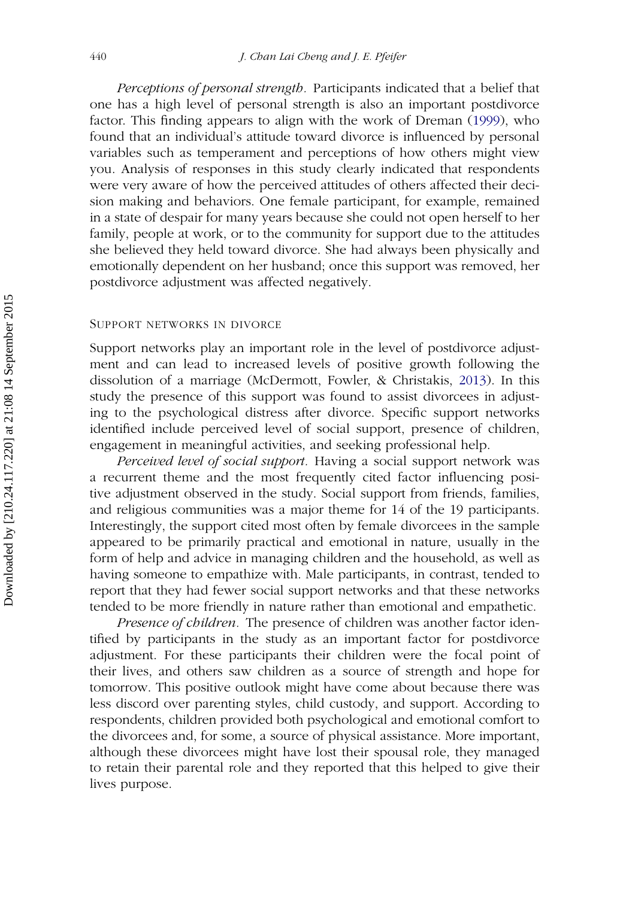*Perceptions of personal strength.* Participants indicated that a belief that one has a high level of personal strength is also an important postdivorce factor. This finding appears to align with the work of Dreman (1999), who found that an individual's attitude toward divorce is influenced by personal variables such as temperament and perceptions of how others might view you. Analysis of responses in this study clearly indicated that respondents were very aware of how the perceived attitudes of others affected their decision making and behaviors. One female participant, for example, remained in a state of despair for many years because she could not open herself to her family, people at work, or to the community for support due to the attitudes she believed they held toward divorce. She had always been physically and emotionally dependent on her husband; once this support was removed, her postdivorce adjustment was affected negatively.

### Support Networks in Divorce

Support networks play an important role in the level of postdivorce adjustment and can lead to increased levels of positive growth following the dissolution of a marriage (McDermott, Fowler, & Christakis, 2013). In this study the presence of this support was found to assist divorcees in adjusting to the psychological distress after divorce. Specific support networks identified include perceived level of social support, presence of children, engagement in meaningful activities, and seeking professional help.

*Perceived level of social support.* Having a social support network was a recurrent theme and the most frequently cited factor influencing positive adjustment observed in the study. Social support from friends, families, and religious communities was a major theme for 14 of the 19 participants. Interestingly, the support cited most often by female divorcees in the sample appeared to be primarily practical and emotional in nature, usually in the form of help and advice in managing children and the household, as well as having someone to empathize with. Male participants, in contrast, tended to report that they had fewer social support networks and that these networks tended to be more friendly in nature rather than emotional and empathetic.

*Presence of children.* The presence of children was another factor identified by participants in the study as an important factor for postdivorce adjustment. For these participants their children were the focal point of their lives, and others saw children as a source of strength and hope for tomorrow. This positive outlook might have come about because there was less discord over parenting styles, child custody, and support. According to respondents, children provided both psychological and emotional comfort to the divorcees and, for some, a source of physical assistance. More important, although these divorcees might have lost their spousal role, they managed to retain their parental role and they reported that this helped to give their lives purpose.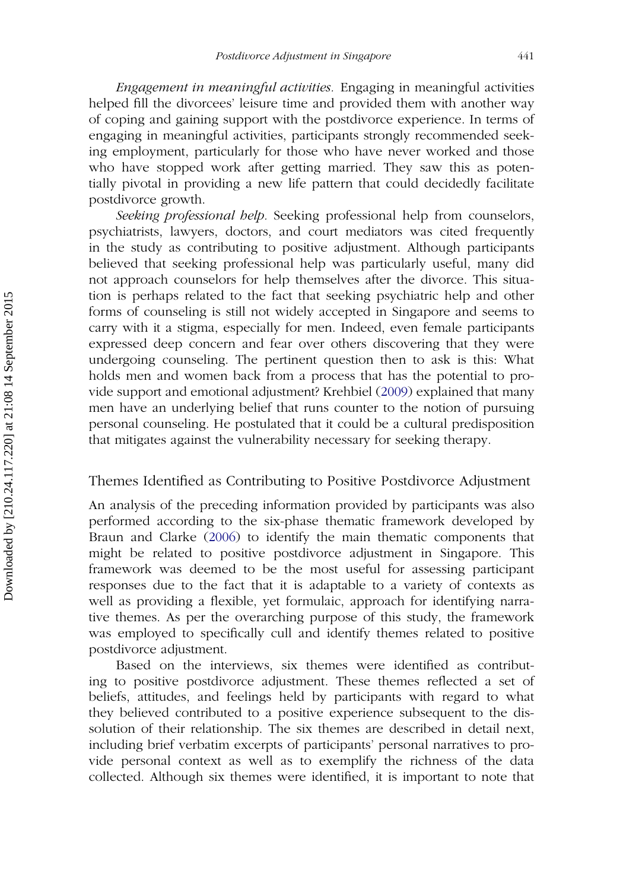*Engagement in meaningful activities.* Engaging in meaningful activities helped fill the divorcees' leisure time and provided them with another way of coping and gaining support with the postdivorce experience. In terms of engaging in meaningful activities, participants strongly recommended seeking employment, particularly for those who have never worked and those who have stopped work after getting married. They saw this as potentially pivotal in providing a new life pattern that could decidedly facilitate postdivorce growth.

*Seeking professional help.* Seeking professional help from counselors, psychiatrists, lawyers, doctors, and court mediators was cited frequently in the study as contributing to positive adjustment. Although participants believed that seeking professional help was particularly useful, many did not approach counselors for help themselves after the divorce. This situation is perhaps related to the fact that seeking psychiatric help and other forms of counseling is still not widely accepted in Singapore and seems to carry with it a stigma, especially for men. Indeed, even female participants expressed deep concern and fear over others discovering that they were undergoing counseling. The pertinent question then to ask is this: What holds men and women back from a process that has the potential to provide support and emotional adjustment? Krehbiel (2009) explained that many men have an underlying belief that runs counter to the notion of pursuing personal counseling. He postulated that it could be a cultural predisposition that mitigates against the vulnerability necessary for seeking therapy.

## Themes Identified as Contributing to Positive Postdivorce Adjustment

An analysis of the preceding information provided by participants was also performed according to the six-phase thematic framework developed by Braun and Clarke (2006) to identify the main thematic components that might be related to positive postdivorce adjustment in Singapore. This framework was deemed to be the most useful for assessing participant responses due to the fact that it is adaptable to a variety of contexts as well as providing a flexible, yet formulaic, approach for identifying narrative themes. As per the overarching purpose of this study, the framework was employed to specifically cull and identify themes related to positive postdivorce adjustment.

Based on the interviews, six themes were identified as contributing to positive postdivorce adjustment. These themes reflected a set of beliefs, attitudes, and feelings held by participants with regard to what they believed contributed to a positive experience subsequent to the dissolution of their relationship. The six themes are described in detail next, including brief verbatim excerpts of participants' personal narratives to provide personal context as well as to exemplify the richness of the data collected. Although six themes were identified, it is important to note that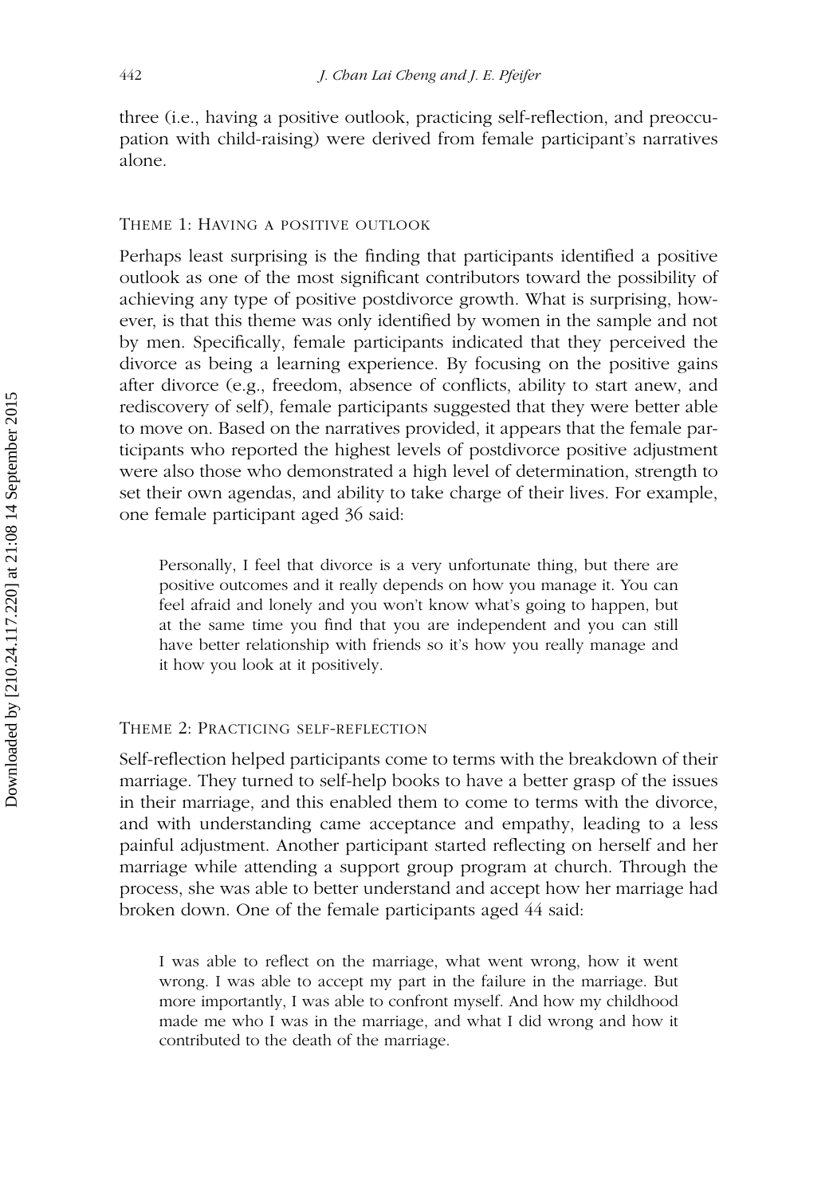three (i.e., having a positive outlook, practicing self-reflection, and preoccupation with child-raising) were derived from female participant's narratives alone.

### Theme 1: Having a positive outlook

Perhaps least surprising is the finding that participants identified a positive outlook as one of the most significant contributors toward the possibility of achieving any type of positive postdivorce growth. What is surprising, however, is that this theme was only identified by women in the sample and not by men. Specifically, female participants indicated that they perceived the divorce as being a learning experience. By focusing on the positive gains after divorce (e.g., freedom, absence of conflicts, ability to start anew, and rediscovery of self), female participants suggested that they were better able to move on. Based on the narratives provided, it appears that the female participants who reported the highest levels of postdivorce positive adjustment were also those who demonstrated a high level of determination, strength to set their own agendas, and ability to take charge of their lives. For example, one female participant aged 36 said:

> Personally, I feel that divorce is a very unfortunate thing, but there are positive outcomes and it really depends on how you manage it. You can feel afraid and lonely and you won't know what's going to happen, but at the same time you find that you are independent and you can still have better relationship with friends so it's how you really manage and it how you look at it positively.

### Theme 2: Practicing self-reflection

Self-reflection helped participants come to terms with the breakdown of their marriage. They turned to self-help books to have a better grasp of the issues in their marriage, and this enabled them to come to terms with the divorce, and with understanding came acceptance and empathy, leading to a less painful adjustment. Another participant started reflecting on herself and her marriage while attending a support group program at church. Through the process, she was able to better understand and accept how her marriage had broken down. One of the female participants aged 44 said:

> I was able to reflect on the marriage, what went wrong, how it went wrong. I was able to accept my part in the failure in the marriage. But more importantly, I was able to confront myself. And how my childhood made me who I was in the marriage, and what I did wrong and how it contributed to the death of the marriage.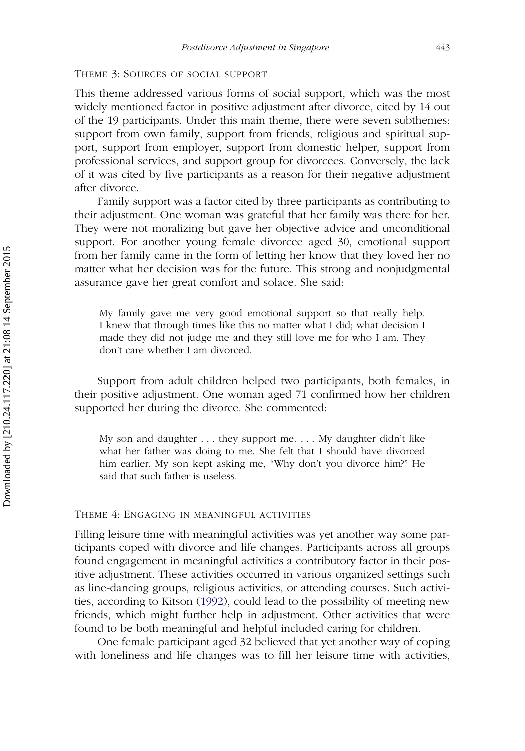### Theme 3: Sources of social support

This theme addressed various forms of social support, which was the most widely mentioned factor in positive adjustment after divorce, cited by 14 out of the 19 participants. Under this main theme, there were seven subthemes: support from own family, support from friends, religious and spiritual support, support from employer, support from domestic helper, support from professional services, and support group for divorcees. Conversely, the lack of it was cited by five participants as a reason for their negative adjustment after divorce.

Family support was a factor cited by three participants as contributing to their adjustment. One woman was grateful that her family was there for her. They were not moralizing but gave her objective advice and unconditional support. For another young female divorcee aged 30, emotional support from her family came in the form of letting her know that they loved her no matter what her decision was for the future. This strong and nonjudgmental assurance gave her great comfort and solace. She said:

> My family gave me very good emotional support so that really help. I knew that through times like this no matter what I did; what decision I made they did not judge me and they still love me for who I am. They don't care whether I am divorced.

Support from adult children helped two participants, both females, in their positive adjustment. One woman aged 71 confirmed how her children supported her during the divorce. She commented:

> My son and daughter . . . they support me. . . . My daughter didn't like what her father was doing to me. She felt that I should have divorced him earlier. My son kept asking me, "Why don't you divorce him?" He said that such father is useless.

### Theme 4: Engaging in meaningful activities

Filling leisure time with meaningful activities was yet another way some participants coped with divorce and life changes. Participants across all groups found engagement in meaningful activities a contributory factor in their positive adjustment. These activities occurred in various organized settings such as line-dancing groups, religious activities, or attending courses. Such activities, according to Kitson (1992), could lead to the possibility of meeting new friends, which might further help in adjustment. Other activities that were found to be both meaningful and helpful included caring for children.

One female participant aged 32 believed that yet another way of coping with loneliness and life changes was to fill her leisure time with activities,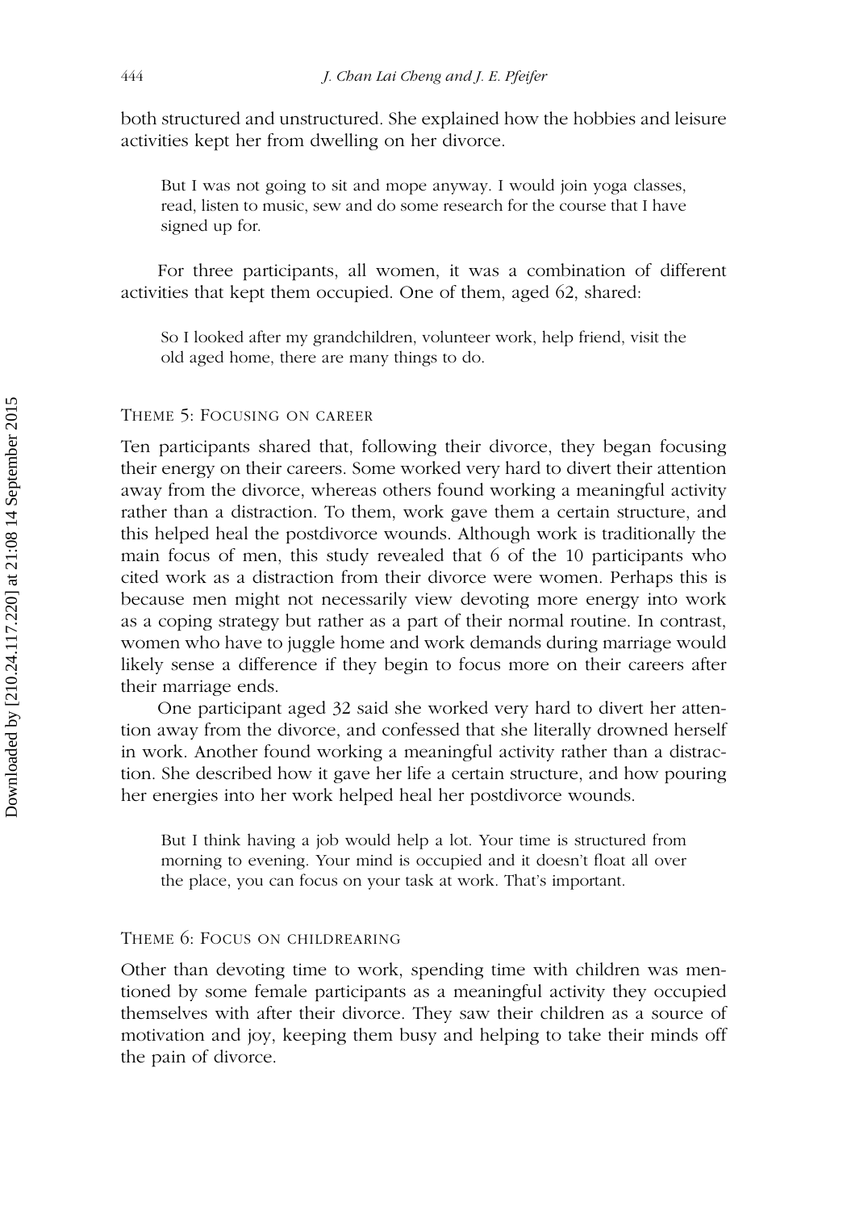both structured and unstructured. She explained how the hobbies and leisure activities kept her from dwelling on her divorce.

> But I was not going to sit and mope anyway. I would join yoga classes, read, listen to music, sew and do some research for the course that I have signed up for.

For three participants, all women, it was a combination of different activities that kept them occupied. One of them, aged 62, shared:

> So I looked after my grandchildren, volunteer work, help friend, visit the old aged home, there are many things to do.

### Theme 5: Focusing on Career

Ten participants shared that, following their divorce, they began focusing their energy on their careers. Some worked very hard to divert their attention away from the divorce, whereas others found working a meaningful activity rather than a distraction. To them, work gave them a certain structure, and this helped heal the postdivorce wounds. Although work is traditionally the main focus of men, this study revealed that 6 of the 10 participants who cited work as a distraction from their divorce were women. Perhaps this is because men might not necessarily view devoting more energy into work as a coping strategy but rather as a part of their normal routine. In contrast, women who have to juggle home and work demands during marriage would likely sense a difference if they begin to focus more on their careers after their marriage ends.

One participant aged 32 said she worked very hard to divert her attention away from the divorce, and confessed that she literally drowned herself in work. Another found working a meaningful activity rather than a distraction. She described how it gave her life a certain structure, and how pouring her energies into her work helped heal her postdivorce wounds.

> But I think having a job would help a lot. Your time is structured from morning to evening. Your mind is occupied and it doesn't float all over the place, you can focus on your task at work. That's important.

### Theme 6: Focus on Childrearing

Other than devoting time to work, spending time with children was mentioned by some female participants as a meaningful activity they occupied themselves with after their divorce. They saw their children as a source of motivation and joy, keeping them busy and helping to take their minds off the pain of divorce.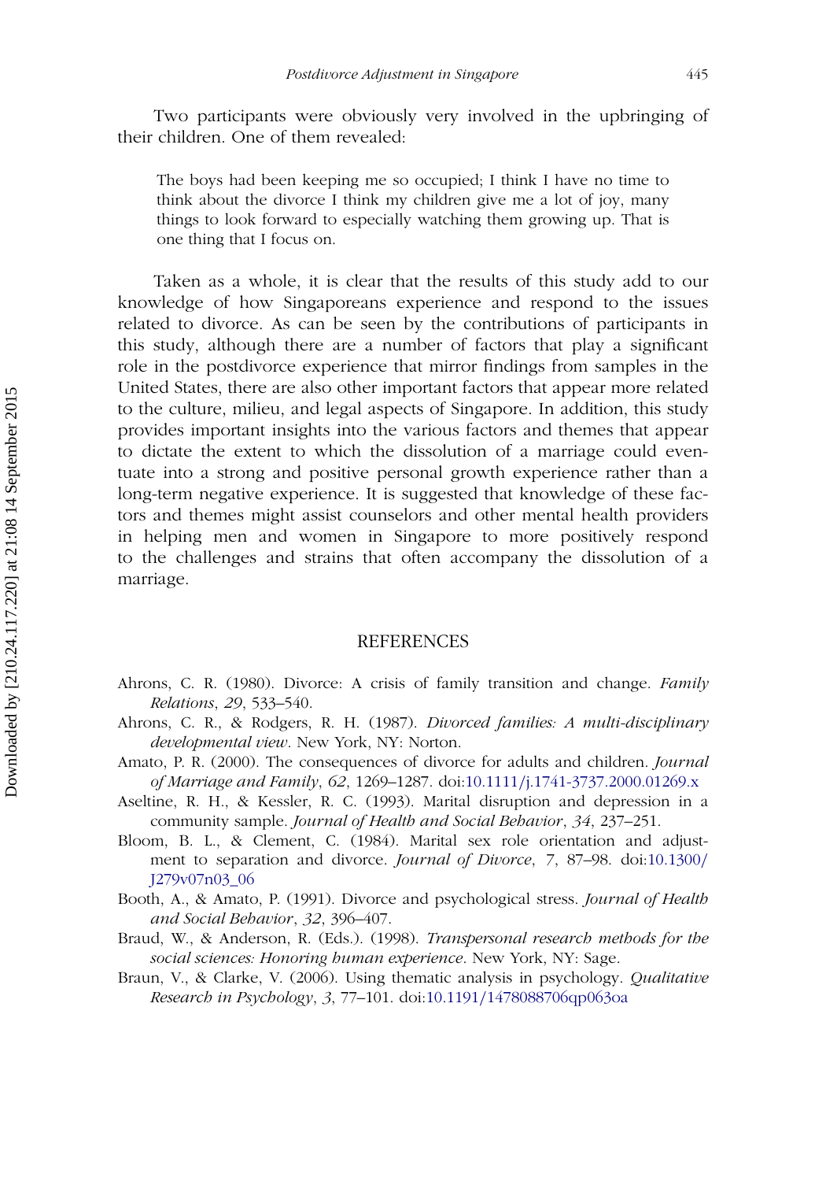Two participants were obviously very involved in the upbringing of their children. One of them revealed:

> The boys had been keeping me so occupied; I think I have no time to think about the divorce I think my children give me a lot of joy, many things to look forward to especially watching them growing up. That is one thing that I focus on.

Taken as a whole, it is clear that the results of this study add to our knowledge of how Singaporeans experience and respond to the issues related to divorce. As can be seen by the contributions of participants in this study, although there are a number of factors that play a significant role in the postdivorce experience that mirror findings from samples in the United States, there are also other important factors that appear more related to the culture, milieu, and legal aspects of Singapore. In addition, this study provides important insights into the various factors and themes that appear to dictate the extent to which the dissolution of a marriage could eventuate into a strong and positive personal growth experience rather than a long-term negative experience. It is suggested that knowledge of these factors and themes might assist counselors and other mental health providers in helping men and women in Singapore to more positively respond to the challenges and strains that often accompany the dissolution of a marriage.

## REFERENCES

Ahrons, C. R. (1980). Divorce: A crisis of family transition and change. *Family Relations*, *29*, 533–540.

Ahrons, C. R., & Rodgers, R. H. (1987). *Divorced families: A multi-disciplinary developmental view*. New York, NY: Norton.

Amato, P. R. (2000). The consequences of divorce for adults and children. *Journal of Marriage and Family*, *62*, 1269–1287. doi:10.1111/j.1741-3737.2000.01269.x

Aseltine, R. H., & Kessler, R. C. (1993). Marital disruption and depression in a community sample. *Journal of Health and Social Behavior*, *34*, 237–251.

Bloom, B. L., & Clement, C. (1984). Marital sex role orientation and adjustment to separation and divorce. *Journal of Divorce*, *7*, 87–98. doi:10.1300/J279v07n03_06

Booth, A., & Amato, P. (1991). Divorce and psychological stress. *Journal of Health and Social Behavior*, *32*, 396–407.

Braud, W., & Anderson, R. (Eds.). (1998). *Transpersonal research methods for the social sciences: Honoring human experience*. New York, NY: Sage.

Braun, V., & Clarke, V. (2006). Using thematic analysis in psychology. *Qualitative Research in Psychology*, *3*, 77–101. doi:10.1191/1478088706qp063oa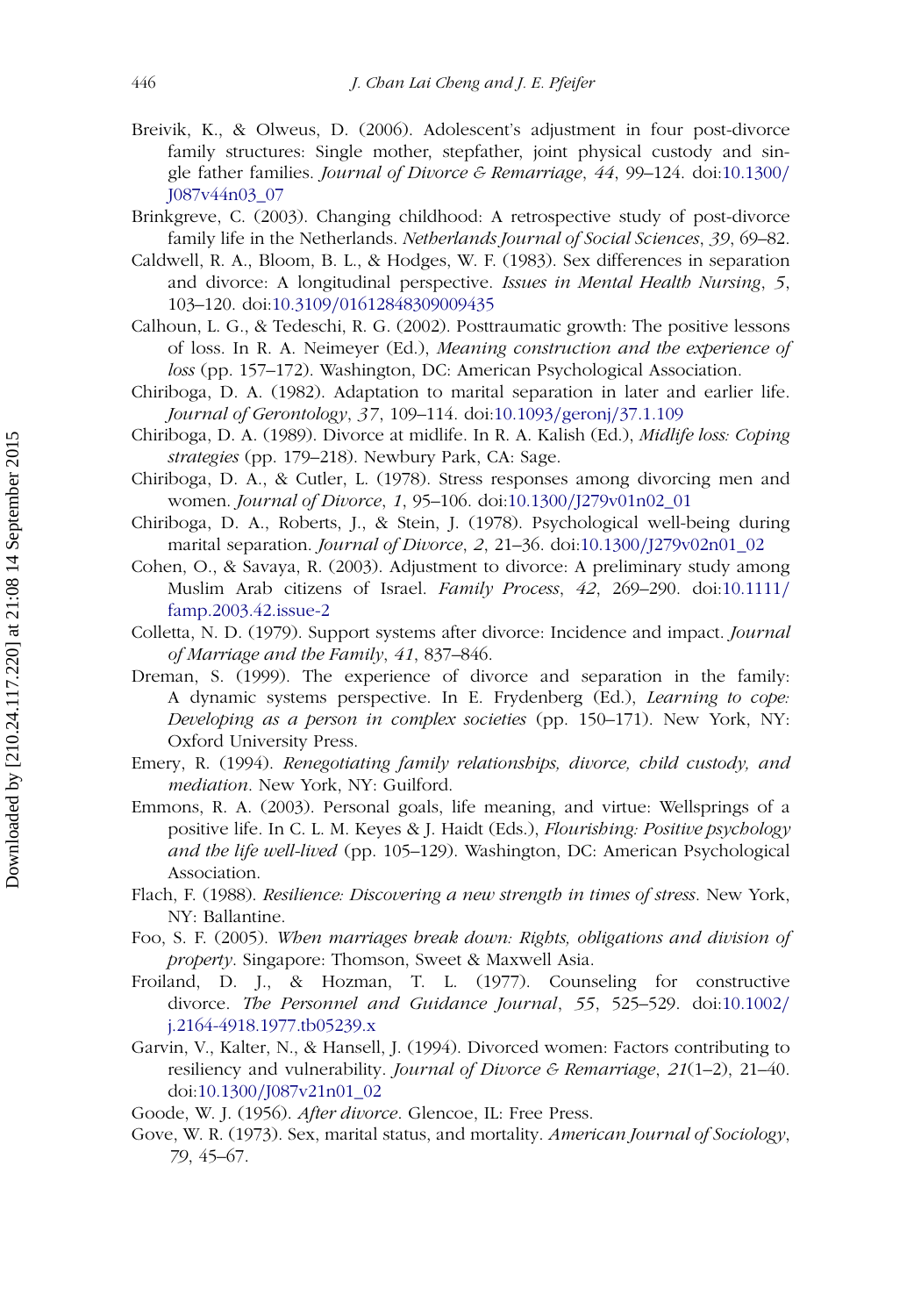Breivik, K., & Olweus, D. (2006). Adolescent's adjustment in four post-divorce family structures: Single mother, stepfather, joint physical custody and single father families. *Journal of Divorce & Remarriage*, *44*, 99–124. doi:10.1300/J087v44n03_07

Brinkgreve, C. (2003). Changing childhood: A retrospective study of post-divorce family life in the Netherlands. *Netherlands Journal of Social Sciences*, *39*, 69–82.

Caldwell, R. A., Bloom, B. L., & Hodges, W. F. (1983). Sex differences in separation and divorce: A longitudinal perspective. *Issues in Mental Health Nursing*, *5*, 103–120. doi:10.3109/01612848309009435

Calhoun, L. G., & Tedeschi, R. G. (2002). Posttraumatic growth: The positive lessons of loss. In R. A. Neimeyer (Ed.), *Meaning construction and the experience of loss* (pp. 157–172). Washington, DC: American Psychological Association.

Chiriboga, D. A. (1982). Adaptation to marital separation in later and earlier life. *Journal of Gerontology*, *37*, 109–114. doi:10.1093/geronj/37.1.109

Chiriboga, D. A. (1989). Divorce at midlife. In R. A. Kalish (Ed.), *Midlife loss: Coping strategies* (pp. 179–218). Newbury Park, CA: Sage.

Chiriboga, D. A., & Cutler, L. (1978). Stress responses among divorcing men and women. *Journal of Divorce*, *1*, 95–106. doi:10.1300/J279v01n02_01

Chiriboga, D. A., Roberts, J., & Stein, J. (1978). Psychological well-being during marital separation. *Journal of Divorce*, *2*, 21–36. doi:10.1300/J279v02n01_02

Cohen, O., & Savaya, R. (2003). Adjustment to divorce: A preliminary study among Muslim Arab citizens of Israel. *Family Process*, *42*, 269–290. doi:10.1111/famp.2003.42.issue-2

Colletta, N. D. (1979). Support systems after divorce: Incidence and impact. *Journal of Marriage and the Family*, *41*, 837–846.

Dreman, S. (1999). The experience of divorce and separation in the family: A dynamic systems perspective. In E. Frydenberg (Ed.), *Learning to cope: Developing as a person in complex societies* (pp. 150–171). New York, NY: Oxford University Press.

Emery, R. (1994). *Renegotiating family relationships, divorce, child custody, and mediation*. New York, NY: Guilford.

Emmons, R. A. (2003). Personal goals, life meaning, and virtue: Wellsprings of a positive life. In C. L. M. Keyes & J. Haidt (Eds.), *Flourishing: Positive psychology and the life well-lived* (pp. 105–129). Washington, DC: American Psychological Association.

Flach, F. (1988). *Resilience: Discovering a new strength in times of stress*. New York, NY: Ballantine.

Foo, S. F. (2005). *When marriages break down: Rights, obligations and division of property*. Singapore: Thomson, Sweet & Maxwell Asia.

Froiland, D. J., & Hozman, T. L. (1977). Counseling for constructive divorce. *The Personnel and Guidance Journal*, *55*, 525–529. doi:10.1002/j.2164-4918.1977.tb05239.x

Garvin, V., Kalter, N., & Hansell, J. (1994). Divorced women: Factors contributing to resiliency and vulnerability. *Journal of Divorce & Remarriage*, *21*(1–2), 21–40. doi:10.1300/J087v21n01_02

Goode, W. J. (1956). *After divorce*. Glencoe, IL: Free Press.

Gove, W. R. (1973). Sex, marital status, and mortality. *American Journal of Sociology*, *79*, 45–67.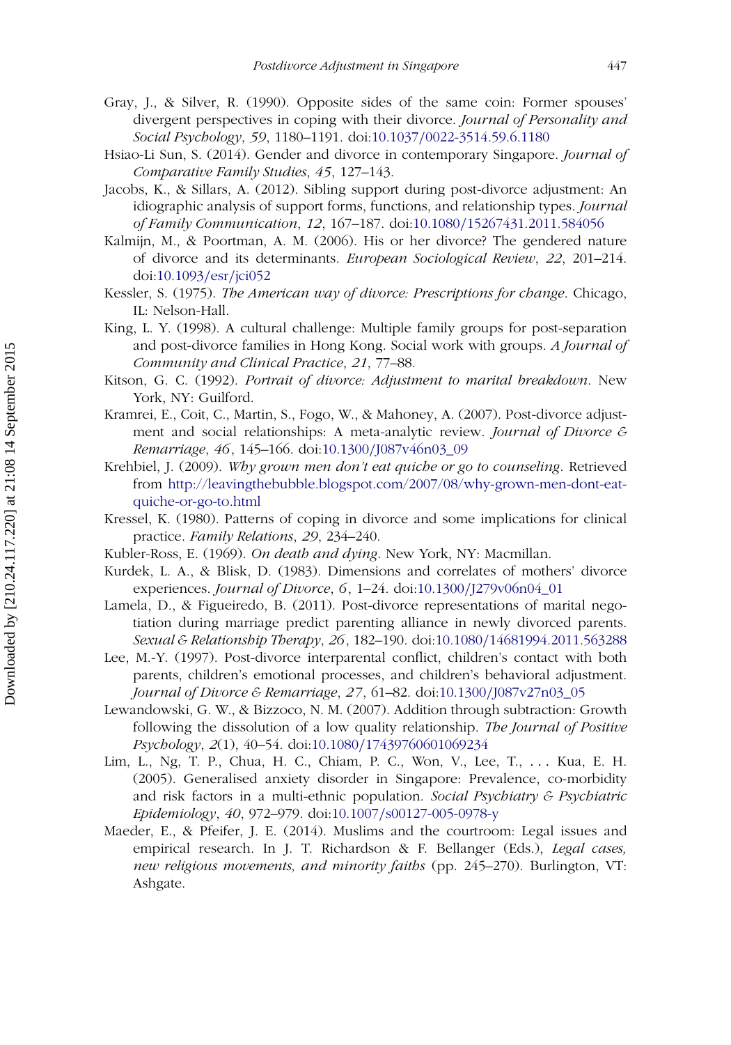Gray, J., & Silver, R. (1990). Opposite sides of the same coin: Former spouses' divergent perspectives in coping with their divorce. *Journal of Personality and Social Psychology*, *59*, 1180–1191. doi:10.1037/0022-3514.59.6.1180

Hsiao-Li Sun, S. (2014). Gender and divorce in contemporary Singapore. *Journal of Comparative Family Studies*, *45*, 127–143.

Jacobs, K., & Sillars, A. (2012). Sibling support during post-divorce adjustment: An idiographic analysis of support forms, functions, and relationship types. *Journal of Family Communication*, *12*, 167–187. doi:10.1080/15267431.2011.584056

Kalmijn, M., & Poortman, A. M. (2006). His or her divorce? The gendered nature of divorce and its determinants. *European Sociological Review*, *22*, 201–214. doi:10.1093/esr/jci052

Kessler, S. (1975). *The American way of divorce: Prescriptions for change*. Chicago, IL: Nelson-Hall.

King, L. Y. (1998). A cultural challenge: Multiple family groups for post-separation and post-divorce families in Hong Kong. Social work with groups. *A Journal of Community and Clinical Practice*, *21*, 77–88.

Kitson, G. C. (1992). *Portrait of divorce: Adjustment to marital breakdown*. New York, NY: Guilford.

Kramrei, E., Coit, C., Martin, S., Fogo, W., & Mahoney, A. (2007). Post-divorce adjustment and social relationships: A meta-analytic review. *Journal of Divorce & Remarriage*, *46*, 145–166. doi:10.1300/J087v46n03_09

Krehbiel, J. (2009). *Why grown men don't eat quiche or go to counseling*. Retrieved from http://leavingthebubble.blogspot.com/2007/08/why-grown-men-dont-eat-quiche-or-go-to.html

Kressel, K. (1980). Patterns of coping in divorce and some implications for clinical practice. *Family Relations*, *29*, 234–240.

Kubler-Ross, E. (1969). *On death and dying*. New York, NY: Macmillan.

Kurdek, L. A., & Blisk, D. (1983). Dimensions and correlates of mothers' divorce experiences. *Journal of Divorce*, *6*, 1–24. doi:10.1300/J279v06n04_01

Lamela, D., & Figueiredo, B. (2011). Post-divorce representations of marital negotiation during marriage predict parenting alliance in newly divorced parents. *Sexual & Relationship Therapy*, *26*, 182–190. doi:10.1080/14681994.2011.563288

Lee, M.-Y. (1997). Post-divorce interparental conflict, children's contact with both parents, children's emotional processes, and children's behavioral adjustment. *Journal of Divorce & Remarriage*, *27*, 61–82. doi:10.1300/J087v27n03_05

Lewandowski, G. W., & Bizzoco, N. M. (2007). Addition through subtraction: Growth following the dissolution of a low quality relationship. *The Journal of Positive Psychology*, *2*(1), 40–54. doi:10.1080/17439760601069234

Lim, L., Ng, T. P., Chua, H. C., Chiam, P. C., Won, V., Lee, T., . . . Kua, E. H. (2005). Generalised anxiety disorder in Singapore: Prevalence, co-morbidity and risk factors in a multi-ethnic population. *Social Psychiatry & Psychiatric Epidemiology*, *40*, 972–979. doi:10.1007/s00127-005-0978-y

Maeder, E., & Pfeifer, J. E. (2014). Muslims and the courtroom: Legal issues and empirical research. In J. T. Richardson & F. Bellanger (Eds.), *Legal cases, new religious movements, and minority faiths* (pp. 245–270). Burlington, VT: Ashgate.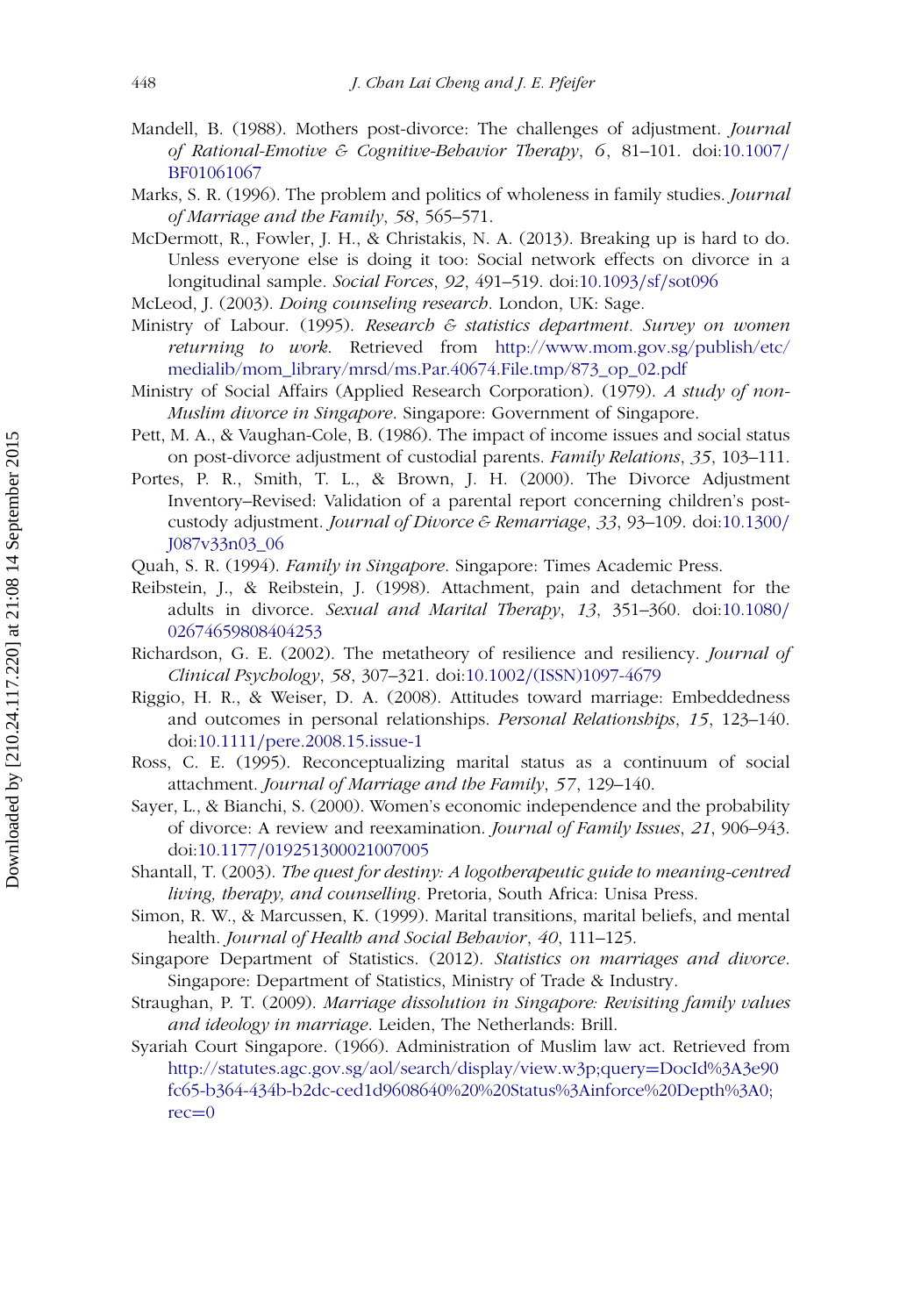Mandell, B. (1988). Mothers post-divorce: The challenges of adjustment. *Journal of Rational-Emotive & Cognitive-Behavior Therapy*, *6*, 81–101. doi:10.1007/BF01061067

Marks, S. R. (1996). The problem and politics of wholeness in family studies. *Journal of Marriage and the Family*, *58*, 565–571.

McDermott, R., Fowler, J. H., & Christakis, N. A. (2013). Breaking up is hard to do. Unless everyone else is doing it too: Social network effects on divorce in a longitudinal sample. *Social Forces*, *92*, 491–519. doi:10.1093/sf/sot096

McLeod, J. (2003). *Doing counseling research*. London, UK: Sage.

Ministry of Labour. (1995). *Research & statistics department. Survey on women returning to work.* Retrieved from http://www.mom.gov.sg/publish/etc/medialib/mom_library/mrsd/ms.Par.40674.File.tmp/873_op_02.pdf

Ministry of Social Affairs (Applied Research Corporation). (1979). *A study of non-Muslim divorce in Singapore*. Singapore: Government of Singapore.

Pett, M. A., & Vaughan-Cole, B. (1986). The impact of income issues and social status on post-divorce adjustment of custodial parents. *Family Relations*, *35*, 103–111.

Portes, P. R., Smith, T. L., & Brown, J. H. (2000). The Divorce Adjustment Inventory–Revised: Validation of a parental report concerning children's post-custody adjustment. *Journal of Divorce & Remarriage*, *33*, 93–109. doi:10.1300/J087v33n03_06

Quah, S. R. (1994). *Family in Singapore*. Singapore: Times Academic Press.

Reibstein, J., & Reibstein, J. (1998). Attachment, pain and detachment for the adults in divorce. *Sexual and Marital Therapy*, *13*, 351–360. doi:10.1080/02674659808404253

Richardson, G. E. (2002). The metatheory of resilience and resiliency. *Journal of Clinical Psychology*, *58*, 307–321. doi:10.1002/(ISSN)1097-4679

Riggio, H. R., & Weiser, D. A. (2008). Attitudes toward marriage: Embeddedness and outcomes in personal relationships. *Personal Relationships*, *15*, 123–140. doi:10.1111/pere.2008.15.issue-1

Ross, C. E. (1995). Reconceptualizing marital status as a continuum of social attachment. *Journal of Marriage and the Family*, *57*, 129–140.

Sayer, L., & Bianchi, S. (2000). Women's economic independence and the probability of divorce: A review and reexamination. *Journal of Family Issues*, *21*, 906–943. doi:10.1177/019251300021007005

Shantall, T. (2003). *The quest for destiny: A logotherapeutic guide to meaning-centred living, therapy, and counselling*. Pretoria, South Africa: Unisa Press.

Simon, R. W., & Marcussen, K. (1999). Marital transitions, marital beliefs, and mental health. *Journal of Health and Social Behavior*, *40*, 111–125.

Singapore Department of Statistics. (2012). *Statistics on marriages and divorce*. Singapore: Department of Statistics, Ministry of Trade & Industry.

Straughan, P. T. (2009). *Marriage dissolution in Singapore: Revisiting family values and ideology in marriage*. Leiden, The Netherlands: Brill.

Syariah Court Singapore. (1966). Administration of Muslim law act. Retrieved from http://statutes.agc.gov.sg/aol/search/display/view.w3p;query=DocId%3A3e90fc65-b364-434b-b2dc-ced1d9608640%20%20Status%3Ainforce%20Depth%3A0;rec=0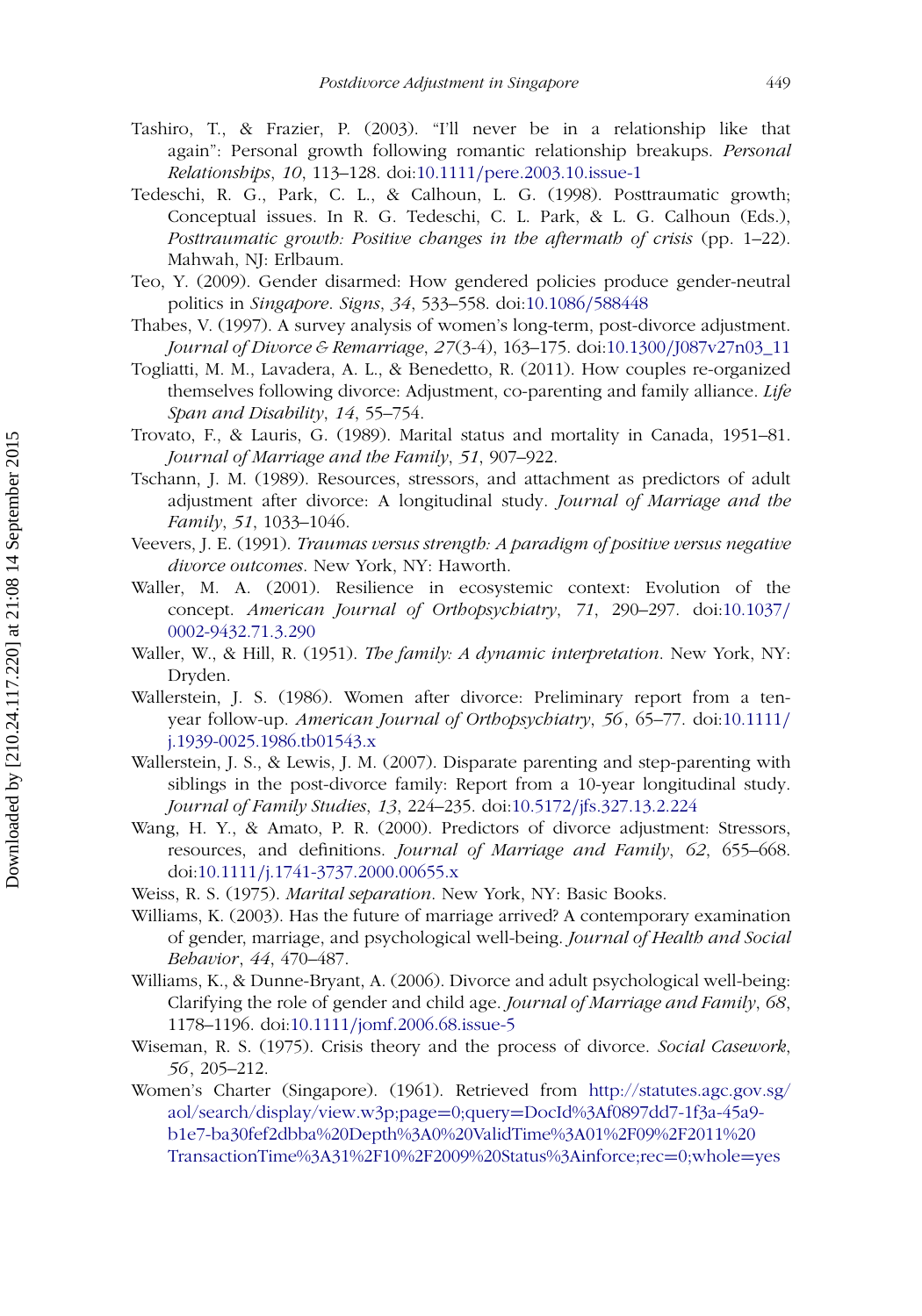Tashiro, T., & Frazier, P. (2003). "I'll never be in a relationship like that again": Personal growth following romantic relationship breakups. *Personal Relationships*, *10*, 113–128. doi:10.1111/pere.2003.10.issue-1

Tedeschi, R. G., Park, C. L., & Calhoun, L. G. (1998). Posttraumatic growth; Conceptual issues. In R. G. Tedeschi, C. L. Park, & L. G. Calhoun (Eds.), *Posttraumatic growth: Positive changes in the aftermath of crisis* (pp. 1–22). Mahwah, NJ: Erlbaum.

Teo, Y. (2009). Gender disarmed: How gendered policies produce gender-neutral politics in *Singapore*. *Signs*, *34*, 533–558. doi:10.1086/588448

Thabes, V. (1997). A survey analysis of women's long-term, post-divorce adjustment. *Journal of Divorce & Remarriage*, *27*(3-4), 163–175. doi:10.1300/J087v27n03_11

Togliatti, M. M., Lavadera, A. L., & Benedetto, R. (2011). How couples re-organized themselves following divorce: Adjustment, co-parenting and family alliance. *Life Span and Disability*, *14*, 55–754.

Trovato, F., & Lauris, G. (1989). Marital status and mortality in Canada, 1951–81. *Journal of Marriage and the Family*, *51*, 907–922.

Tschann, J. M. (1989). Resources, stressors, and attachment as predictors of adult adjustment after divorce: A longitudinal study. *Journal of Marriage and the Family*, *51*, 1033–1046.

Veevers, J. E. (1991). *Traumas versus strength: A paradigm of positive versus negative divorce outcomes*. New York, NY: Haworth.

Waller, M. A. (2001). Resilience in ecosystemic context: Evolution of the concept. *American Journal of Orthopsychiatry*, *71*, 290–297. doi:10.1037/0002-9432.71.3.290

Waller, W., & Hill, R. (1951). *The family: A dynamic interpretation*. New York, NY: Dryden.

Wallerstein, J. S. (1986). Women after divorce: Preliminary report from a ten-year follow-up. *American Journal of Orthopsychiatry*, *56*, 65–77. doi:10.1111/j.1939-0025.1986.tb01543.x

Wallerstein, J. S., & Lewis, J. M. (2007). Disparate parenting and step-parenting with siblings in the post-divorce family: Report from a 10-year longitudinal study. *Journal of Family Studies*, *13*, 224–235. doi:10.5172/jfs.327.13.2.224

Wang, H. Y., & Amato, P. R. (2000). Predictors of divorce adjustment: Stressors, resources, and definitions. *Journal of Marriage and Family*, *62*, 655–668. doi:10.1111/j.1741-3737.2000.00655.x

Weiss, R. S. (1975). *Marital separation*. New York, NY: Basic Books.

Williams, K. (2003). Has the future of marriage arrived? A contemporary examination of gender, marriage, and psychological well-being. *Journal of Health and Social Behavior*, *44*, 470–487.

Williams, K., & Dunne-Bryant, A. (2006). Divorce and adult psychological well-being: Clarifying the role of gender and child age. *Journal of Marriage and Family*, *68*, 1178–1196. doi:10.1111/jomf.2006.68.issue-5

Wiseman, R. S. (1975). Crisis theory and the process of divorce. *Social Casework*, *56*, 205–212.

Women's Charter (Singapore). (1961). Retrieved from http://statutes.agc.gov.sg/aol/search/display/view.w3p;page=0;query=DocId%3Af0897dd7-1f3a-45a9-b1e7-ba30fef2dbba%20Depth%3A0%20ValidTime%3A01%2F09%2F2011%20TransactionTime%3A31%2F10%2F2009%20Status%3Ainforce;rec=0;whole=yes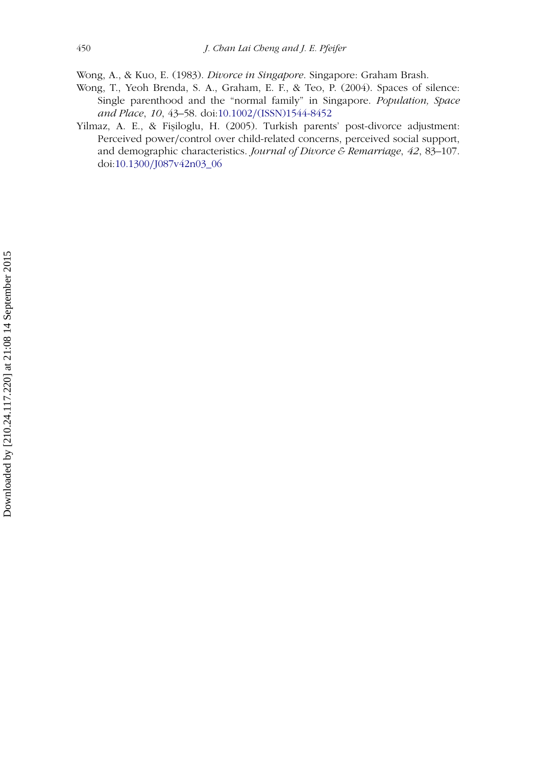Wong, A., & Kuo, E. (1983). *Divorce in Singapore*. Singapore: Graham Brash.

Wong, T., Yeoh Brenda, S. A., Graham, E. F., & Teo, P. (2004). Spaces of silence: Single parenthood and the "normal family" in Singapore. *Population, Space and Place*, *10*, 43–58. doi:10.1002/(ISSN)1544-8452

Yilmaz, A. E., & Fişiloglu, H. (2005). Turkish parents' post-divorce adjustment: Perceived power/control over child-related concerns, perceived social support, and demographic characteristics. *Journal of Divorce & Remarriage*, *42*, 83–107. doi:10.1300/J087v42n03_06